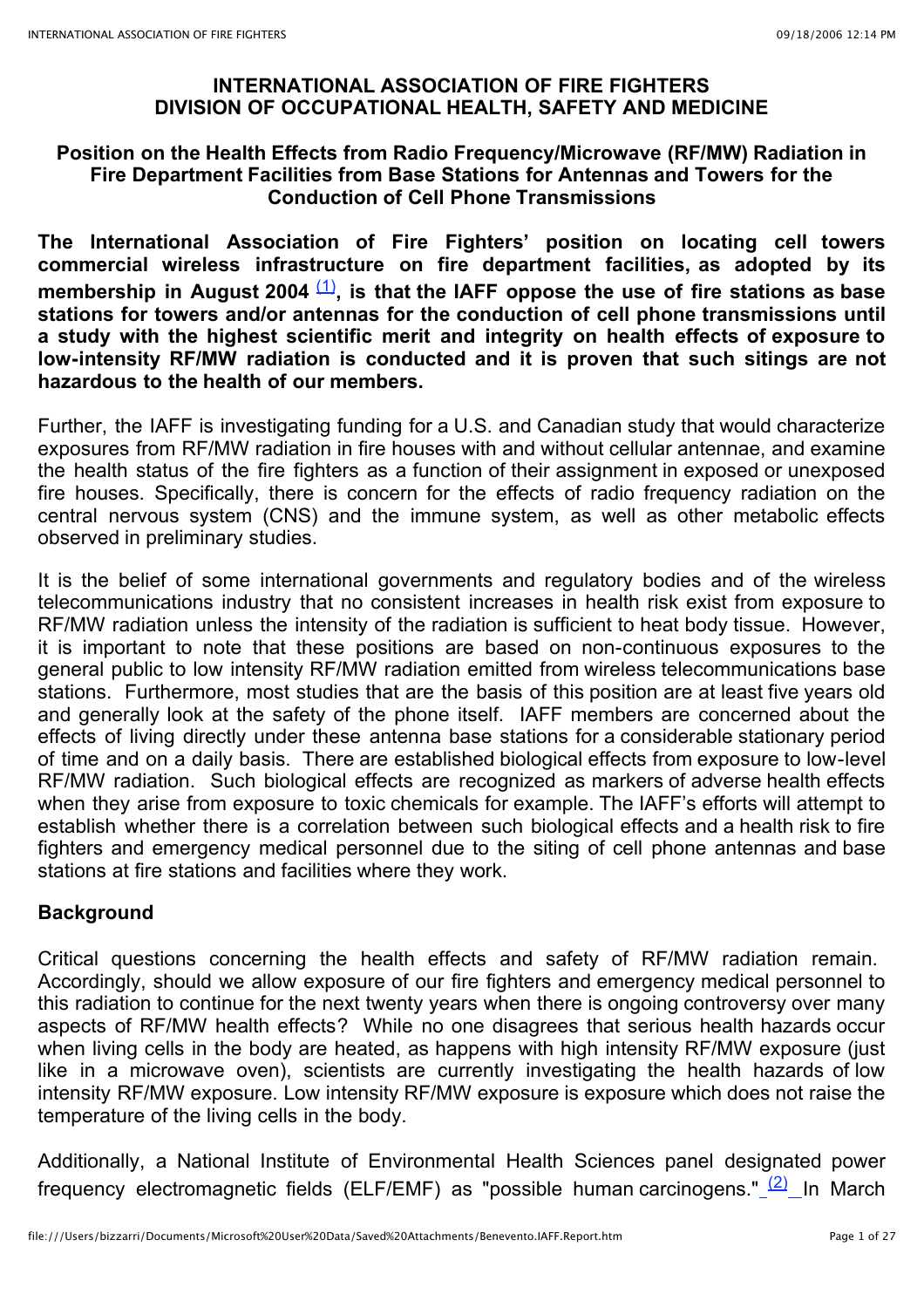# INTERNATIONAL ASSOCIATION OF FIRE FIGHTERS
# DIVISION OF OCCUPATIONAL HEALTH, SAFETY AND MEDICINE

## Position on the Health Effects from Radio Frequency/Microwave (RF/MW) Radiation in Fire Department Facilities from Base Stations for Antennas and Towers for the Conduction of Cell Phone Transmissions

**The International Association of Fire Fighters' position on locating cell towers commercial wireless infrastructure on fire department facilities, as adopted by its membership in August 2004 (1), is that the IAFF oppose the use of fire stations as base stations for towers and/or antennas for the conduction of cell phone transmissions until a study with the highest scientific merit and integrity on health effects of exposure to low-intensity RF/MW radiation is conducted and it is proven that such sitings are not hazardous to the health of our members.**

Further, the IAFF is investigating funding for a U.S. and Canadian study that would characterize exposures from RF/MW radiation in fire houses with and without cellular antennae, and examine the health status of the fire fighters as a function of their assignment in exposed or unexposed fire houses. Specifically, there is concern for the effects of radio frequency radiation on the central nervous system (CNS) and the immune system, as well as other metabolic effects observed in preliminary studies.

It is the belief of some international governments and regulatory bodies and of the wireless telecommunications industry that no consistent increases in health risk exist from exposure to RF/MW radiation unless the intensity of the radiation is sufficient to heat body tissue. However, it is important to note that these positions are based on non-continuous exposures to the general public to low intensity RF/MW radiation emitted from wireless telecommunications base stations. Furthermore, most studies that are the basis of this position are at least five years old and generally look at the safety of the phone itself. IAFF members are concerned about the effects of living directly under these antenna base stations for a considerable stationary period of time and on a daily basis. There are established biological effects from exposure to low-level RF/MW radiation. Such biological effects are recognized as markers of adverse health effects when they arise from exposure to toxic chemicals for example. The IAFF's efforts will attempt to establish whether there is a correlation between such biological effects and a health risk to fire fighters and emergency medical personnel due to the siting of cell phone antennas and base stations at fire stations and facilities where they work.

### Background

Critical questions concerning the health effects and safety of RF/MW radiation remain. Accordingly, should we allow exposure of our fire fighters and emergency medical personnel to this radiation to continue for the next twenty years when there is ongoing controversy over many aspects of RF/MW health effects? While no one disagrees that serious health hazards occur when living cells in the body are heated, as happens with high intensity RF/MW exposure (just like in a microwave oven), scientists are currently investigating the health hazards of low intensity RF/MW exposure. Low intensity RF/MW exposure is exposure which does not raise the temperature of the living cells in the body.

Additionally, a National Institute of Environmental Health Sciences panel designated power frequency electromagnetic fields (ELF/EMF) as "possible human carcinogens." (2) In March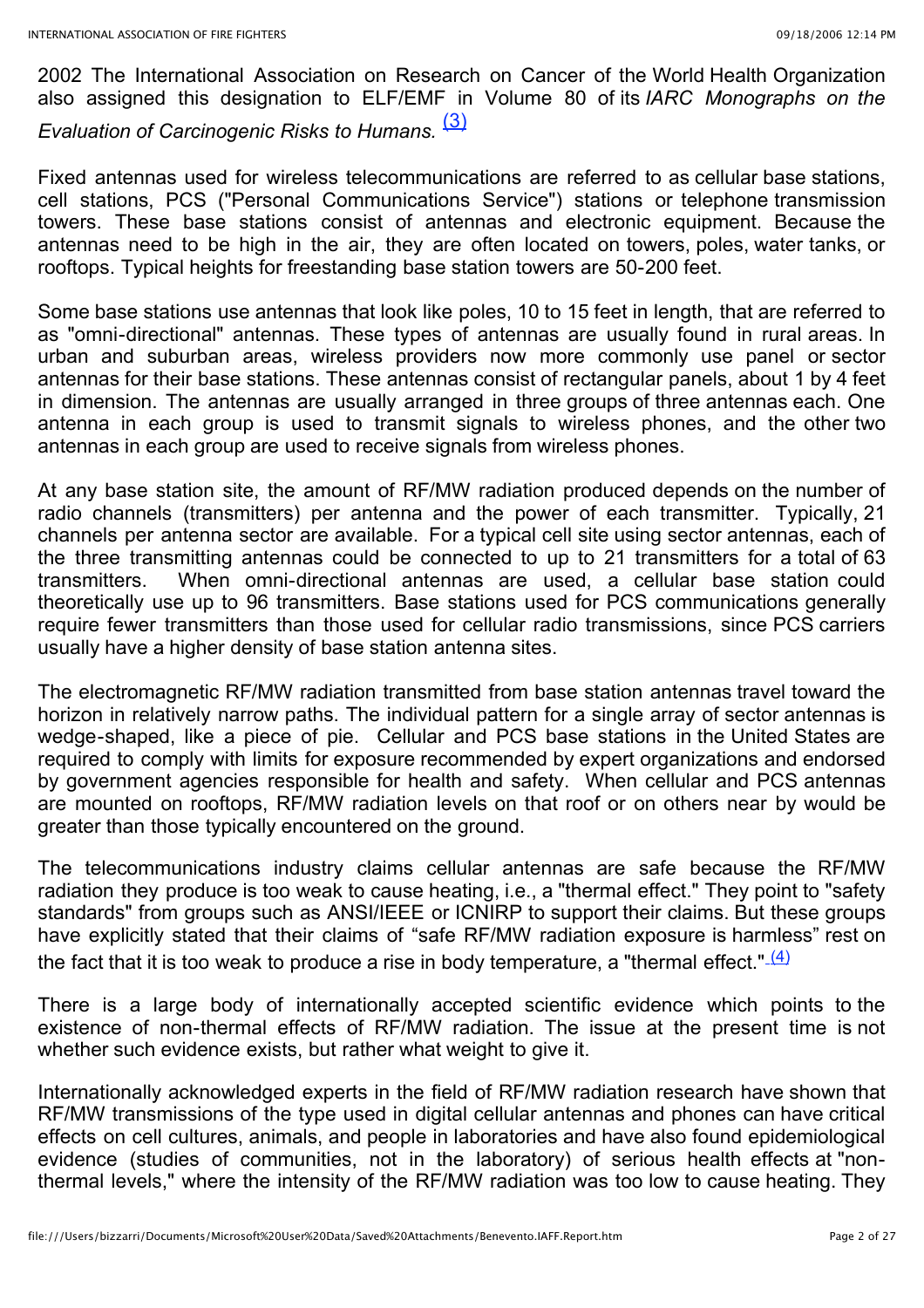2002 The International Association on Research on Cancer of the World Health Organization also assigned this designation to ELF/EMF in Volume 80 of its *IARC Monographs on the Evaluation of Carcinogenic Risks to Humans.* [(3)]

Fixed antennas used for wireless telecommunications are referred to as cellular base stations, cell stations, PCS ("Personal Communications Service") stations or telephone transmission towers. These base stations consist of antennas and electronic equipment. Because the antennas need to be high in the air, they are often located on towers, poles, water tanks, or rooftops. Typical heights for freestanding base station towers are 50-200 feet.

Some base stations use antennas that look like poles, 10 to 15 feet in length, that are referred to as "omni-directional" antennas. These types of antennas are usually found in rural areas. In urban and suburban areas, wireless providers now more commonly use panel or sector antennas for their base stations. These antennas consist of rectangular panels, about 1 by 4 feet in dimension. The antennas are usually arranged in three groups of three antennas each. One antenna in each group is used to transmit signals to wireless phones, and the other two antennas in each group are used to receive signals from wireless phones.

At any base station site, the amount of RF/MW radiation produced depends on the number of radio channels (transmitters) per antenna and the power of each transmitter. Typically, 21 channels per antenna sector are available. For a typical cell site using sector antennas, each of the three transmitting antennas could be connected to up to 21 transmitters for a total of 63 transmitters. When omni-directional antennas are used, a cellular base station could theoretically use up to 96 transmitters. Base stations used for PCS communications generally require fewer transmitters than those used for cellular radio transmissions, since PCS carriers usually have a higher density of base station antenna sites.

The electromagnetic RF/MW radiation transmitted from base station antennas travel toward the horizon in relatively narrow paths. The individual pattern for a single array of sector antennas is wedge-shaped, like a piece of pie. Cellular and PCS base stations in the United States are required to comply with limits for exposure recommended by expert organizations and endorsed by government agencies responsible for health and safety. When cellular and PCS antennas are mounted on rooftops, RF/MW radiation levels on that roof or on others near by would be greater than those typically encountered on the ground.

The telecommunications industry claims cellular antennas are safe because the RF/MW radiation they produce is too weak to cause heating, i.e., a "thermal effect." They point to "safety standards" from groups such as ANSI/IEEE or ICNIRP to support their claims. But these groups have explicitly stated that their claims of "safe RF/MW radiation exposure is harmless" rest on the fact that it is too weak to produce a rise in body temperature, a "thermal effect." [(4)]

There is a large body of internationally accepted scientific evidence which points to the existence of non-thermal effects of RF/MW radiation. The issue at the present time is not whether such evidence exists, but rather what weight to give it.

Internationally acknowledged experts in the field of RF/MW radiation research have shown that RF/MW transmissions of the type used in digital cellular antennas and phones can have critical effects on cell cultures, animals, and people in laboratories and have also found epidemiological evidence (studies of communities, not in the laboratory) of serious health effects at "non-thermal levels," where the intensity of the RF/MW radiation was too low to cause heating. They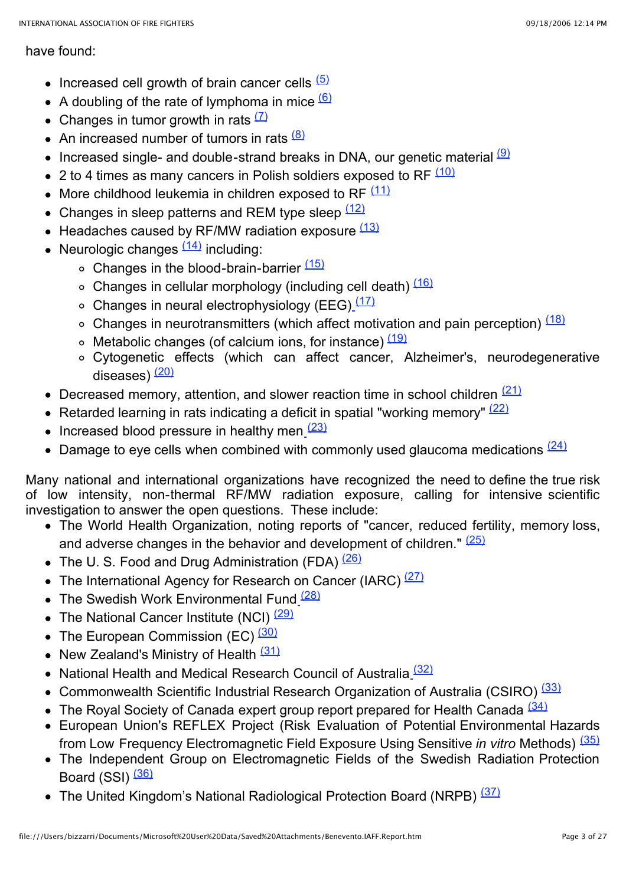have found:

- Increased cell growth of brain cancer cells [(5)]
- A doubling of the rate of lymphoma in mice [(6)]
- Changes in tumor growth in rats [(7)]
- An increased number of tumors in rats [(8)]
- Increased single- and double-strand breaks in DNA, our genetic material [(9)]
- 2 to 4 times as many cancers in Polish soldiers exposed to RF [(10)]
- More childhood leukemia in children exposed to RF [(11)]
- Changes in sleep patterns and REM type sleep [(12)]
- Headaches caused by RF/MW radiation exposure [(13)]
- Neurologic changes [(14)] including:
  - Changes in the blood-brain-barrier [(15)]
  - Changes in cellular morphology (including cell death) [(16)]
  - Changes in neural electrophysiology (EEG) [(17)]
  - Changes in neurotransmitters (which affect motivation and pain perception) [(18)]
  - Metabolic changes (of calcium ions, for instance) [(19)]
  - Cytogenetic effects (which can affect cancer, Alzheimer's, neurodegenerative diseases) [(20)]
- Decreased memory, attention, and slower reaction time in school children [(21)]
- Retarded learning in rats indicating a deficit in spatial "working memory" [(22)]
- Increased blood pressure in healthy men [(23)]
- Damage to eye cells when combined with commonly used glaucoma medications [(24)]

Many national and international organizations have recognized the need to define the true risk of low intensity, non-thermal RF/MW radiation exposure, calling for intensive scientific investigation to answer the open questions. These include:

- The World Health Organization, noting reports of "cancer, reduced fertility, memory loss, and adverse changes in the behavior and development of children." [(25)]
- The U. S. Food and Drug Administration (FDA) [(26)]
- The International Agency for Research on Cancer (IARC) [(27)]
- The Swedish Work Environmental Fund [(28)]
- The National Cancer Institute (NCI) [(29)]
- The European Commission (EC) [(30)]
- New Zealand's Ministry of Health [(31)]
- National Health and Medical Research Council of Australia [(32)]
- Commonwealth Scientific Industrial Research Organization of Australia (CSIRO) [(33)]
- The Royal Society of Canada expert group report prepared for Health Canada [(34)]
- European Union's REFLEX Project (Risk Evaluation of Potential Environmental Hazards from Low Frequency Electromagnetic Field Exposure Using Sensitive *in vitro* Methods) [(35)]
- The Independent Group on Electromagnetic Fields of the Swedish Radiation Protection Board (SSI) [(36)]
- The United Kingdom's National Radiological Protection Board (NRPB) [(37)]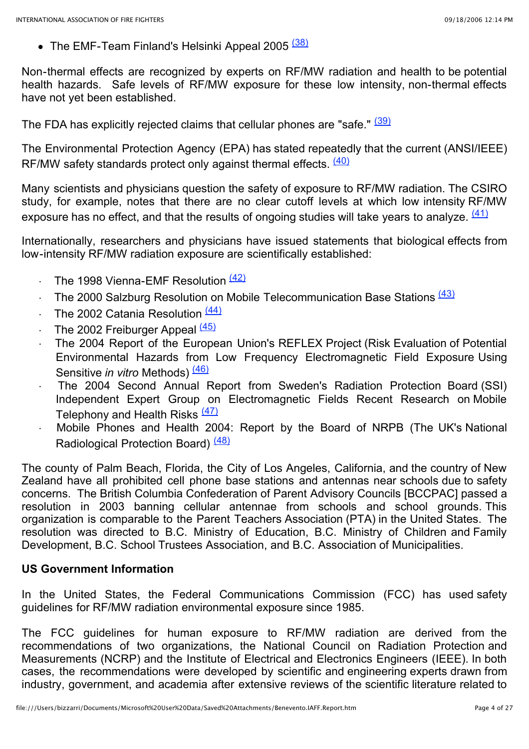- The EMF-Team Finland's Helsinki Appeal 2005 [(38)]

Non-thermal effects are recognized by experts on RF/MW radiation and health to be potential health hazards. Safe levels of RF/MW exposure for these low intensity, non-thermal effects have not yet been established.

The FDA has explicitly rejected claims that cellular phones are "safe." [(39)]

The Environmental Protection Agency (EPA) has stated repeatedly that the current (ANSI/IEEE) RF/MW safety standards protect only against thermal effects. [(40)]

Many scientists and physicians question the safety of exposure to RF/MW radiation. The CSIRO study, for example, notes that there are no clear cutoff levels at which low intensity RF/MW exposure has no effect, and that the results of ongoing studies will take years to analyze. [(41)]

Internationally, researchers and physicians have issued statements that biological effects from low-intensity RF/MW radiation exposure are scientifically established:

- The 1998 Vienna-EMF Resolution [(42)]
- The 2000 Salzburg Resolution on Mobile Telecommunication Base Stations [(43)]
- The 2002 Catania Resolution [(44)]
- The 2002 Freiburger Appeal [(45)]
- The 2004 Report of the European Union's REFLEX Project (Risk Evaluation of Potential Environmental Hazards from Low Frequency Electromagnetic Field Exposure Using Sensitive *in vitro* Methods) [(46)]
- The 2004 Second Annual Report from Sweden's Radiation Protection Board (SSI) Independent Expert Group on Electromagnetic Fields Recent Research on Mobile Telephony and Health Risks [(47)]
- Mobile Phones and Health 2004: Report by the Board of NRPB (The UK's National Radiological Protection Board) [(48)]

The county of Palm Beach, Florida, the City of Los Angeles, California, and the country of New Zealand have all prohibited cell phone base stations and antennas near schools due to safety concerns. The British Columbia Confederation of Parent Advisory Councils [BCCPAC] passed a resolution in 2003 banning cellular antennae from schools and school grounds. This organization is comparable to the Parent Teachers Association (PTA) in the United States. The resolution was directed to B.C. Ministry of Education, B.C. Ministry of Children and Family Development, B.C. School Trustees Association, and B.C. Association of Municipalities.

**US Government Information**

In the United States, the Federal Communications Commission (FCC) has used safety guidelines for RF/MW radiation environmental exposure since 1985.

The FCC guidelines for human exposure to RF/MW radiation are derived from the recommendations of two organizations, the National Council on Radiation Protection and Measurements (NCRP) and the Institute of Electrical and Electronics Engineers (IEEE). In both cases, the recommendations were developed by scientific and engineering experts drawn from industry, government, and academia after extensive reviews of the scientific literature related to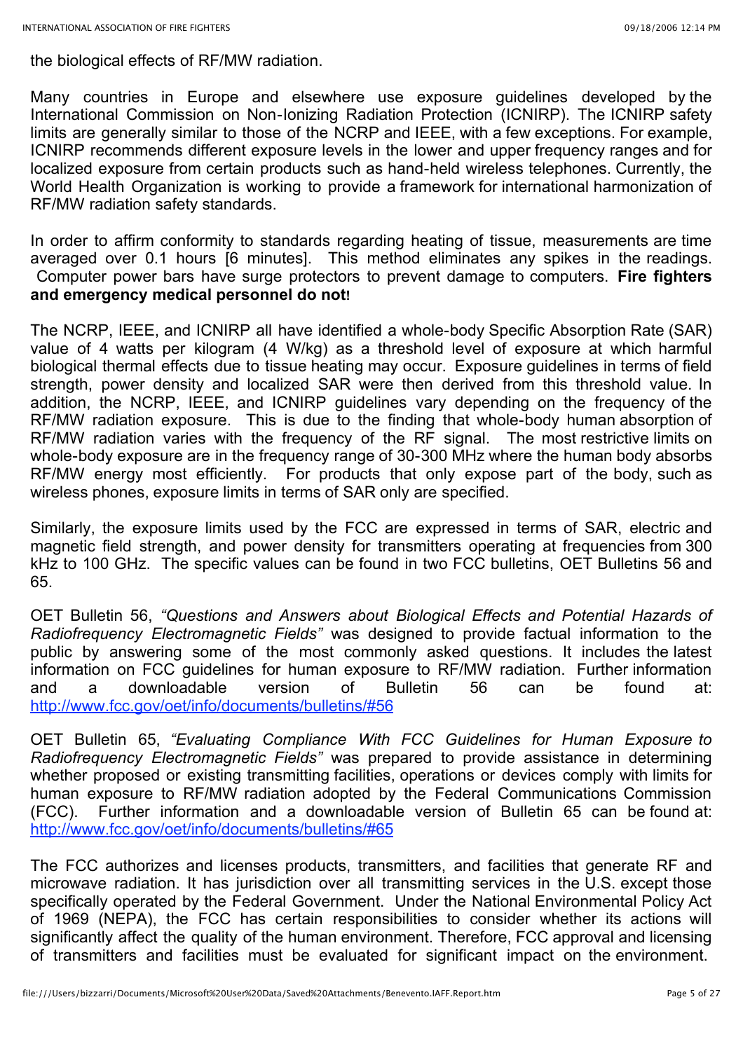the biological effects of RF/MW radiation.

Many countries in Europe and elsewhere use exposure guidelines developed by the International Commission on Non-Ionizing Radiation Protection (ICNIRP). The ICNIRP safety limits are generally similar to those of the NCRP and IEEE, with a few exceptions. For example, ICNIRP recommends different exposure levels in the lower and upper frequency ranges and for localized exposure from certain products such as hand-held wireless telephones. Currently, the World Health Organization is working to provide a framework for international harmonization of RF/MW radiation safety standards.

In order to affirm conformity to standards regarding heating of tissue, measurements are time averaged over 0.1 hours [6 minutes]. This method eliminates any spikes in the readings. Computer power bars have surge protectors to prevent damage to computers. **Fire fighters and emergency medical personnel do not!**

The NCRP, IEEE, and ICNIRP all have identified a whole-body Specific Absorption Rate (SAR) value of 4 watts per kilogram (4 W/kg) as a threshold level of exposure at which harmful biological thermal effects due to tissue heating may occur. Exposure guidelines in terms of field strength, power density and localized SAR were then derived from this threshold value. In addition, the NCRP, IEEE, and ICNIRP guidelines vary depending on the frequency of the RF/MW radiation exposure. This is due to the finding that whole-body human absorption of RF/MW radiation varies with the frequency of the RF signal. The most restrictive limits on whole-body exposure are in the frequency range of 30-300 MHz where the human body absorbs RF/MW energy most efficiently. For products that only expose part of the body, such as wireless phones, exposure limits in terms of SAR only are specified.

Similarly, the exposure limits used by the FCC are expressed in terms of SAR, electric and magnetic field strength, and power density for transmitters operating at frequencies from 300 kHz to 100 GHz. The specific values can be found in two FCC bulletins, OET Bulletins 56 and 65.

OET Bulletin 56, *"Questions and Answers about Biological Effects and Potential Hazards of Radiofrequency Electromagnetic Fields"* was designed to provide factual information to the public by answering some of the most commonly asked questions. It includes the latest information on FCC guidelines for human exposure to RF/MW radiation. Further information and a downloadable version of Bulletin 56 can be found at: http://www.fcc.gov/oet/info/documents/bulletins/#56

OET Bulletin 65, *"Evaluating Compliance With FCC Guidelines for Human Exposure to Radiofrequency Electromagnetic Fields"* was prepared to provide assistance in determining whether proposed or existing transmitting facilities, operations or devices comply with limits for human exposure to RF/MW radiation adopted by the Federal Communications Commission (FCC). Further information and a downloadable version of Bulletin 65 can be found at: http://www.fcc.gov/oet/info/documents/bulletins/#65

The FCC authorizes and licenses products, transmitters, and facilities that generate RF and microwave radiation. It has jurisdiction over all transmitting services in the U.S. except those specifically operated by the Federal Government. Under the National Environmental Policy Act of 1969 (NEPA), the FCC has certain responsibilities to consider whether its actions will significantly affect the quality of the human environment. Therefore, FCC approval and licensing of transmitters and facilities must be evaluated for significant impact on the environment.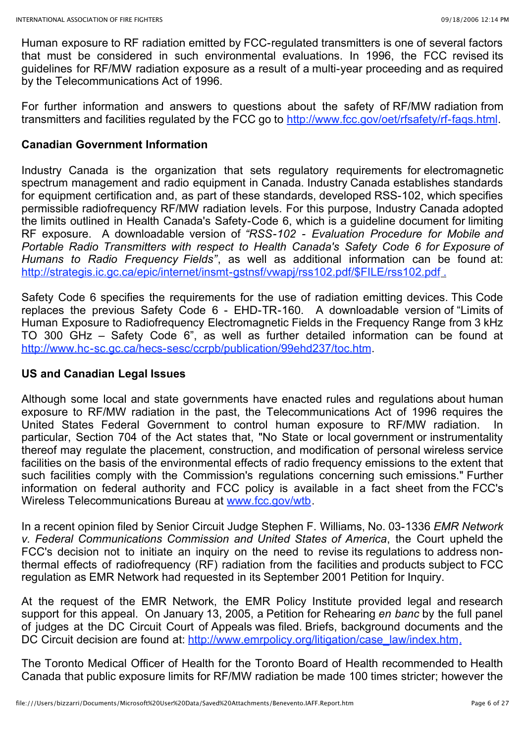Human exposure to RF radiation emitted by FCC-regulated transmitters is one of several factors that must be considered in such environmental evaluations. In 1996, the FCC revised its guidelines for RF/MW radiation exposure as a result of a multi-year proceeding and as required by the Telecommunications Act of 1996.

For further information and answers to questions about the safety of RF/MW radiation from transmitters and facilities regulated by the FCC go to http://www.fcc.gov/oet/rfsafety/rf-faqs.html.

**Canadian Government Information**

Industry Canada is the organization that sets regulatory requirements for electromagnetic spectrum management and radio equipment in Canada. Industry Canada establishes standards for equipment certification and, as part of these standards, developed RSS-102, which specifies permissible radiofrequency RF/MW radiation levels. For this purpose, Industry Canada adopted the limits outlined in Health Canada's Safety-Code 6, which is a guideline document for limiting RF exposure. A downloadable version of *"RSS-102 - Evaluation Procedure for Mobile and Portable Radio Transmitters with respect to Health Canada's Safety Code 6 for Exposure of Humans to Radio Frequency Fields"*, as well as additional information can be found at: http://strategis.ic.gc.ca/epic/internet/insmt-gstnsf/vwapj/rss102.pdf/$FILE/rss102.pdf .

Safety Code 6 specifies the requirements for the use of radiation emitting devices. This Code replaces the previous Safety Code 6 - EHD-TR-160. A downloadable version of "Limits of Human Exposure to Radiofrequency Electromagnetic Fields in the Frequency Range from 3 kHz TO 300 GHz – Safety Code 6", as well as further detailed information can be found at http://www.hc-sc.gc.ca/hecs-sesc/ccrpb/publication/99ehd237/toc.htm.

**US and Canadian Legal Issues**

Although some local and state governments have enacted rules and regulations about human exposure to RF/MW radiation in the past, the Telecommunications Act of 1996 requires the United States Federal Government to control human exposure to RF/MW radiation. In particular, Section 704 of the Act states that, "No State or local government or instrumentality thereof may regulate the placement, construction, and modification of personal wireless service facilities on the basis of the environmental effects of radio frequency emissions to the extent that such facilities comply with the Commission's regulations concerning such emissions." Further information on federal authority and FCC policy is available in a fact sheet from the FCC's Wireless Telecommunications Bureau at www.fcc.gov/wtb.

In a recent opinion filed by Senior Circuit Judge Stephen F. Williams, No. 03-1336 *EMR Network v. Federal Communications Commission and United States of America*, the Court upheld the FCC's decision not to initiate an inquiry on the need to revise its regulations to address non-thermal effects of radiofrequency (RF) radiation from the facilities and products subject to FCC regulation as EMR Network had requested in its September 2001 Petition for Inquiry.

At the request of the EMR Network, the EMR Policy Institute provided legal and research support for this appeal. On January 13, 2005, a Petition for Rehearing *en banc* by the full panel of judges at the DC Circuit Court of Appeals was filed. Briefs, background documents and the DC Circuit decision are found at: http://www.emrpolicy.org/litigation/case_law/index.htm.

The Toronto Medical Officer of Health for the Toronto Board of Health recommended to Health Canada that public exposure limits for RF/MW radiation be made 100 times stricter; however the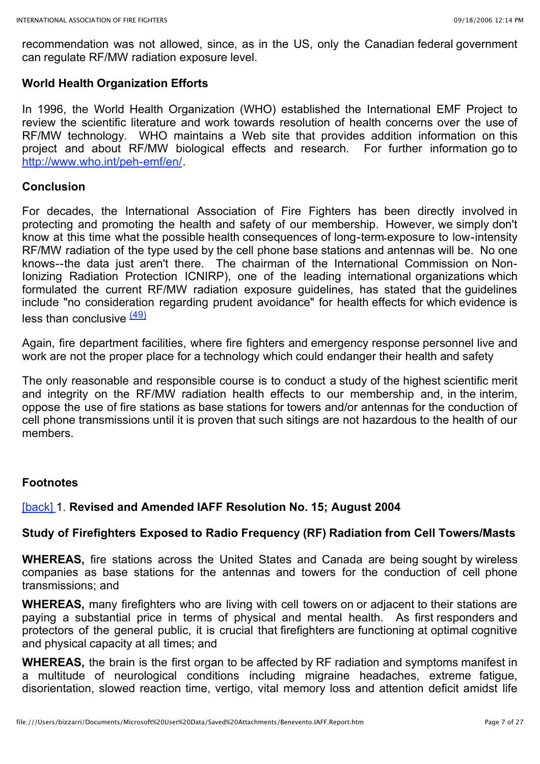recommendation was not allowed, since, as in the US, only the Canadian federal government can regulate RF/MW radiation exposure level.

**World Health Organization Efforts**

In 1996, the World Health Organization (WHO) established the International EMF Project to review the scientific literature and work towards resolution of health concerns over the use of RF/MW technology. WHO maintains a Web site that provides addition information on this project and about RF/MW biological effects and research. For further information go to http://www.who.int/peh-emf/en/.

**Conclusion**

For decades, the International Association of Fire Fighters has been directly involved in protecting and promoting the health and safety of our membership. However, we simply don't know at this time what the possible health consequences of long-term-exposure to low-intensity RF/MW radiation of the type used by the cell phone base stations and antennas will be. No one knows--the data just aren't there. The chairman of the International Commission on Non-Ionizing Radiation Protection ICNIRP), one of the leading international organizations which formulated the current RF/MW radiation exposure guidelines, has stated that the guidelines include "no consideration regarding prudent avoidance" for health effects for which evidence is less than conclusive (49)

Again, fire department facilities, where fire fighters and emergency response personnel live and work are not the proper place for a technology which could endanger their health and safety

The only reasonable and responsible course is to conduct a study of the highest scientific merit and integrity on the RF/MW radiation health effects to our membership and, in the interim, oppose the use of fire stations as base stations for towers and/or antennas for the conduction of cell phone transmissions until it is proven that such sitings are not hazardous to the health of our members.

**Footnotes**

[back] 1. **Revised and Amended IAFF Resolution No. 15; August 2004**

**Study of Firefighters Exposed to Radio Frequency (RF) Radiation from Cell Towers/Masts**

**WHEREAS,** fire stations across the United States and Canada are being sought by wireless companies as base stations for the antennas and towers for the conduction of cell phone transmissions; and

**WHEREAS,** many firefighters who are living with cell towers on or adjacent to their stations are paying a substantial price in terms of physical and mental health. As first responders and protectors of the general public, it is crucial that firefighters are functioning at optimal cognitive and physical capacity at all times; and

**WHEREAS,** the brain is the first organ to be affected by RF radiation and symptoms manifest in a multitude of neurological conditions including migraine headaches, extreme fatigue, disorientation, slowed reaction time, vertigo, vital memory loss and attention deficit amidst life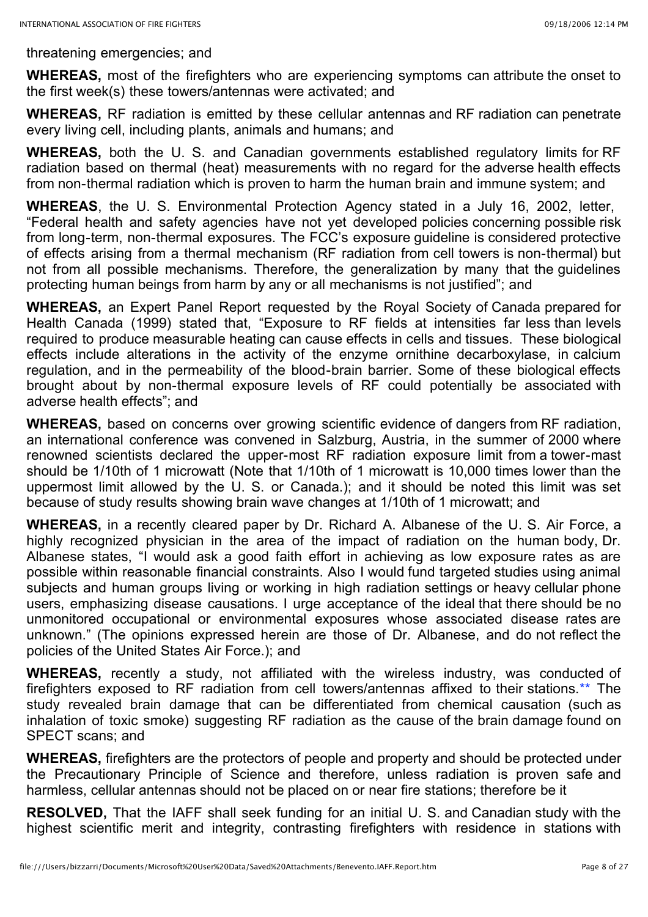threatening emergencies; and

**WHEREAS,** most of the firefighters who are experiencing symptoms can attribute the onset to the first week(s) these towers/antennas were activated; and

**WHEREAS,** RF radiation is emitted by these cellular antennas and RF radiation can penetrate every living cell, including plants, animals and humans; and

**WHEREAS,** both the U. S. and Canadian governments established regulatory limits for RF radiation based on thermal (heat) measurements with no regard for the adverse health effects from non-thermal radiation which is proven to harm the human brain and immune system; and

**WHEREAS**, the U. S. Environmental Protection Agency stated in a July 16, 2002, letter, "Federal health and safety agencies have not yet developed policies concerning possible risk from long-term, non-thermal exposures. The FCC's exposure guideline is considered protective of effects arising from a thermal mechanism (RF radiation from cell towers is non-thermal) but not from all possible mechanisms. Therefore, the generalization by many that the guidelines protecting human beings from harm by any or all mechanisms is not justified"; and

**WHEREAS,** an Expert Panel Report requested by the Royal Society of Canada prepared for Health Canada (1999) stated that, "Exposure to RF fields at intensities far less than levels required to produce measurable heating can cause effects in cells and tissues. These biological effects include alterations in the activity of the enzyme ornithine decarboxylase, in calcium regulation, and in the permeability of the blood-brain barrier. Some of these biological effects brought about by non-thermal exposure levels of RF could potentially be associated with adverse health effects"; and

**WHEREAS,** based on concerns over growing scientific evidence of dangers from RF radiation, an international conference was convened in Salzburg, Austria, in the summer of 2000 where renowned scientists declared the upper-most RF radiation exposure limit from a tower-mast should be 1/10th of 1 microwatt (Note that 1/10th of 1 microwatt is 10,000 times lower than the uppermost limit allowed by the U. S. or Canada.); and it should be noted this limit was set because of study results showing brain wave changes at 1/10th of 1 microwatt; and

**WHEREAS,** in a recently cleared paper by Dr. Richard A. Albanese of the U. S. Air Force, a highly recognized physician in the area of the impact of radiation on the human body, Dr. Albanese states, "I would ask a good faith effort in achieving as low exposure rates as are possible within reasonable financial constraints. Also I would fund targeted studies using animal subjects and human groups living or working in high radiation settings or heavy cellular phone users, emphasizing disease causations. I urge acceptance of the ideal that there should be no unmonitored occupational or environmental exposures whose associated disease rates are unknown." (The opinions expressed herein are those of Dr. Albanese, and do not reflect the policies of the United States Air Force.); and

**WHEREAS,** recently a study, not affiliated with the wireless industry, was conducted of firefighters exposed to RF radiation from cell towers/antennas affixed to their stations.** The study revealed brain damage that can be differentiated from chemical causation (such as inhalation of toxic smoke) suggesting RF radiation as the cause of the brain damage found on SPECT scans; and

**WHEREAS,** firefighters are the protectors of people and property and should be protected under the Precautionary Principle of Science and therefore, unless radiation is proven safe and harmless, cellular antennas should not be placed on or near fire stations; therefore be it

**RESOLVED,** That the IAFF shall seek funding for an initial U. S. and Canadian study with the highest scientific merit and integrity, contrasting firefighters with residence in stations with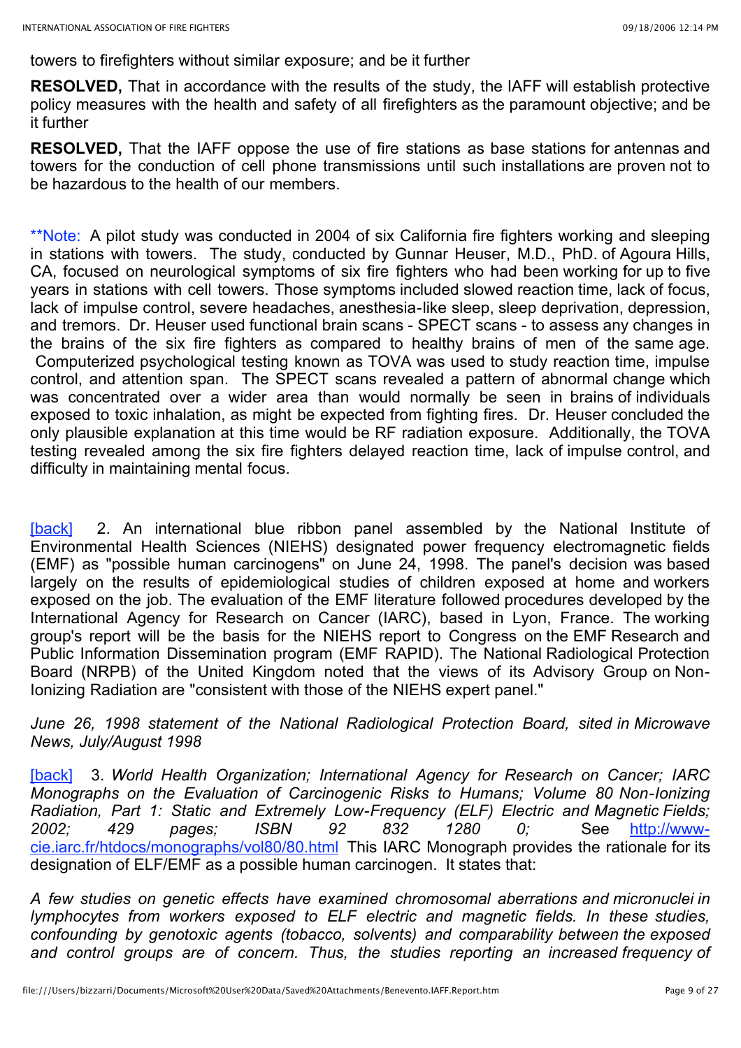towers to firefighters without similar exposure; and be it further

**RESOLVED,** That in accordance with the results of the study, the IAFF will establish protective policy measures with the health and safety of all firefighters as the paramount objective; and be it further

**RESOLVED,** That the IAFF oppose the use of fire stations as base stations for antennas and towers for the conduction of cell phone transmissions until such installations are proven not to be hazardous to the health of our members.

**Note: A pilot study was conducted in 2004 of six California fire fighters working and sleeping in stations with towers. The study, conducted by Gunnar Heuser, M.D., PhD. of Agoura Hills, CA, focused on neurological symptoms of six fire fighters who had been working for up to five years in stations with cell towers. Those symptoms included slowed reaction time, lack of focus, lack of impulse control, severe headaches, anesthesia-like sleep, sleep deprivation, depression, and tremors. Dr. Heuser used functional brain scans - SPECT scans - to assess any changes in the brains of the six fire fighters as compared to healthy brains of men of the same age. Computerized psychological testing known as TOVA was used to study reaction time, impulse control, and attention span. The SPECT scans revealed a pattern of abnormal change which was concentrated over a wider area than would normally be seen in brains of individuals exposed to toxic inhalation, as might be expected from fighting fires. Dr. Heuser concluded the only plausible explanation at this time would be RF radiation exposure. Additionally, the TOVA testing revealed among the six fire fighters delayed reaction time, lack of impulse control, and difficulty in maintaining mental focus.

[back] 2. An international blue ribbon panel assembled by the National Institute of Environmental Health Sciences (NIEHS) designated power frequency electromagnetic fields (EMF) as "possible human carcinogens" on June 24, 1998. The panel's decision was based largely on the results of epidemiological studies of children exposed at home and workers exposed on the job. The evaluation of the EMF literature followed procedures developed by the International Agency for Research on Cancer (IARC), based in Lyon, France. The working group's report will be the basis for the NIEHS report to Congress on the EMF Research and Public Information Dissemination program (EMF RAPID). The National Radiological Protection Board (NRPB) of the United Kingdom noted that the views of its Advisory Group on Non-Ionizing Radiation are "consistent with those of the NIEHS expert panel."

*June 26, 1998 statement of the National Radiological Protection Board, sited in Microwave News, July/August 1998*

[back] 3. *World Health Organization; International Agency for Research on Cancer; IARC Monographs on the Evaluation of Carcinogenic Risks to Humans; Volume 80 Non-Ionizing Radiation, Part 1: Static and Extremely Low-Frequency (ELF) Electric and Magnetic Fields; 2002; 429 pages; ISBN 92 832 1280 0;* See http://www-cie.iarc.fr/htdocs/monographs/vol80/80.html This IARC Monograph provides the rationale for its designation of ELF/EMF as a possible human carcinogen. It states that:

*A few studies on genetic effects have examined chromosomal aberrations and micronuclei in lymphocytes from workers exposed to ELF electric and magnetic fields. In these studies, confounding by genotoxic agents (tobacco, solvents) and comparability between the exposed and control groups are of concern. Thus, the studies reporting an increased frequency of*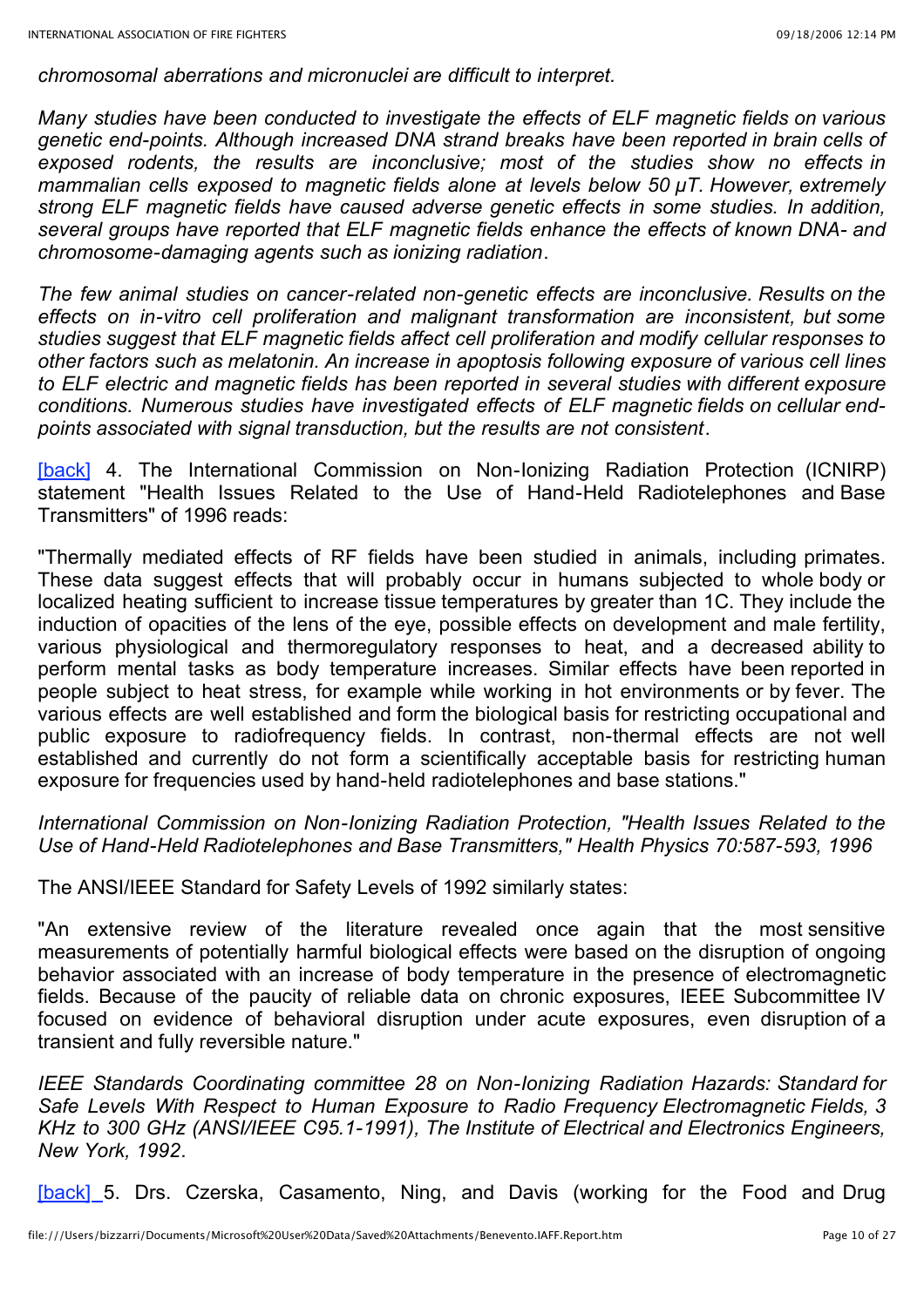*chromosomal aberrations and micronuclei are difficult to interpret.*

*Many studies have been conducted to investigate the effects of ELF magnetic fields on various genetic end-points. Although increased DNA strand breaks have been reported in brain cells of exposed rodents, the results are inconclusive; most of the studies show no effects in mammalian cells exposed to magnetic fields alone at levels below 50 μT. However, extremely strong ELF magnetic fields have caused adverse genetic effects in some studies. In addition, several groups have reported that ELF magnetic fields enhance the effects of known DNA- and chromosome-damaging agents such as ionizing radiation*.

*The few animal studies on cancer-related non-genetic effects are inconclusive. Results on the effects on in-vitro cell proliferation and malignant transformation are inconsistent, but some studies suggest that ELF magnetic fields affect cell proliferation and modify cellular responses to other factors such as melatonin. An increase in apoptosis following exposure of various cell lines to ELF electric and magnetic fields has been reported in several studies with different exposure conditions. Numerous studies have investigated effects of ELF magnetic fields on cellular end-points associated with signal transduction, but the results are not consistent*.

[back] 4. The International Commission on Non-Ionizing Radiation Protection (ICNIRP) statement "Health Issues Related to the Use of Hand-Held Radiotelephones and Base Transmitters" of 1996 reads:

"Thermally mediated effects of RF fields have been studied in animals, including primates. These data suggest effects that will probably occur in humans subjected to whole body or localized heating sufficient to increase tissue temperatures by greater than 1C. They include the induction of opacities of the lens of the eye, possible effects on development and male fertility, various physiological and thermoregulatory responses to heat, and a decreased ability to perform mental tasks as body temperature increases. Similar effects have been reported in people subject to heat stress, for example while working in hot environments or by fever. The various effects are well established and form the biological basis for restricting occupational and public exposure to radiofrequency fields. In contrast, non-thermal effects are not well established and currently do not form a scientifically acceptable basis for restricting human exposure for frequencies used by hand-held radiotelephones and base stations."

*International Commission on Non-Ionizing Radiation Protection, "Health Issues Related to the Use of Hand-Held Radiotelephones and Base Transmitters," Health Physics 70:587-593, 1996*

The ANSI/IEEE Standard for Safety Levels of 1992 similarly states:

"An extensive review of the literature revealed once again that the most sensitive measurements of potentially harmful biological effects were based on the disruption of ongoing behavior associated with an increase of body temperature in the presence of electromagnetic fields. Because of the paucity of reliable data on chronic exposures, IEEE Subcommittee IV focused on evidence of behavioral disruption under acute exposures, even disruption of a transient and fully reversible nature."

*IEEE Standards Coordinating committee 28 on Non-Ionizing Radiation Hazards: Standard for Safe Levels With Respect to Human Exposure to Radio Frequency Electromagnetic Fields, 3 KHz to 300 GHz (ANSI/IEEE C95.1-1991), The Institute of Electrical and Electronics Engineers, New York, 1992*.

[back] 5. Drs. Czerska, Casamento, Ning, and Davis (working for the Food and Drug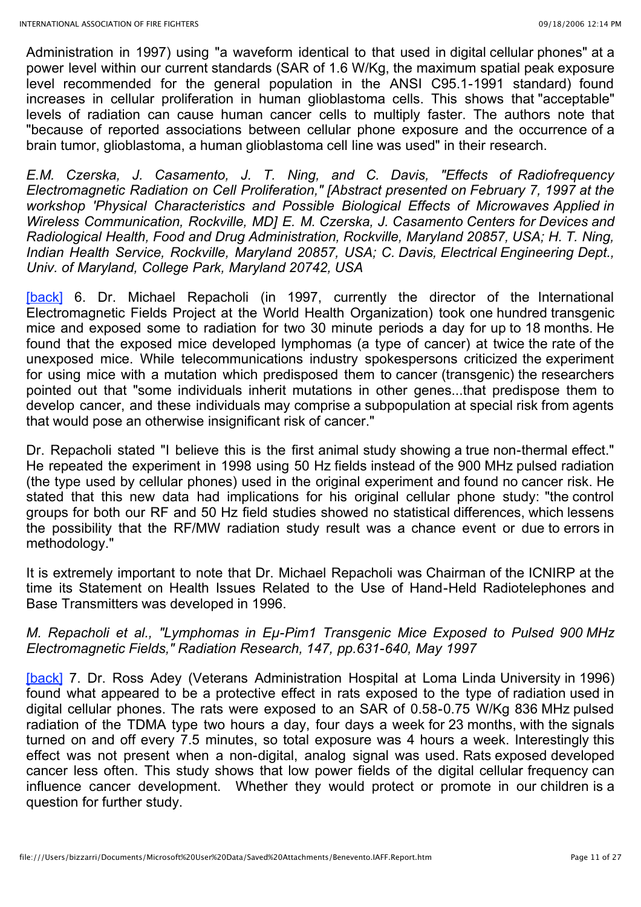Administration in 1997) using "a waveform identical to that used in digital cellular phones" at a power level within our current standards (SAR of 1.6 W/Kg, the maximum spatial peak exposure level recommended for the general population in the ANSI C95.1-1991 standard) found increases in cellular proliferation in human glioblastoma cells. This shows that "acceptable" levels of radiation can cause human cancer cells to multiply faster. The authors note that "because of reported associations between cellular phone exposure and the occurrence of a brain tumor, glioblastoma, a human glioblastoma cell line was used" in their research.

*E.M. Czerska, J. Casamento, J. T. Ning, and C. Davis, "Effects of Radiofrequency Electromagnetic Radiation on Cell Proliferation," [Abstract presented on February 7, 1997 at the workshop 'Physical Characteristics and Possible Biological Effects of Microwaves Applied in Wireless Communication, Rockville, MD] E. M. Czerska, J. Casamento Centers for Devices and Radiological Health, Food and Drug Administration, Rockville, Maryland 20857, USA; H. T. Ning, Indian Health Service, Rockville, Maryland 20857, USA; C. Davis, Electrical Engineering Dept., Univ. of Maryland, College Park, Maryland 20742, USA*

[back] 6. Dr. Michael Repacholi (in 1997, currently the director of the International Electromagnetic Fields Project at the World Health Organization) took one hundred transgenic mice and exposed some to radiation for two 30 minute periods a day for up to 18 months. He found that the exposed mice developed lymphomas (a type of cancer) at twice the rate of the unexposed mice. While telecommunications industry spokespersons criticized the experiment for using mice with a mutation which predisposed them to cancer (transgenic) the researchers pointed out that "some individuals inherit mutations in other genes...that predispose them to develop cancer, and these individuals may comprise a subpopulation at special risk from agents that would pose an otherwise insignificant risk of cancer."

Dr. Repacholi stated "I believe this is the first animal study showing a true non-thermal effect." He repeated the experiment in 1998 using 50 Hz fields instead of the 900 MHz pulsed radiation (the type used by cellular phones) used in the original experiment and found no cancer risk. He stated that this new data had implications for his original cellular phone study: "the control groups for both our RF and 50 Hz field studies showed no statistical differences, which lessens the possibility that the RF/MW radiation study result was a chance event or due to errors in methodology."

It is extremely important to note that Dr. Michael Repacholi was Chairman of the ICNIRP at the time its Statement on Health Issues Related to the Use of Hand-Held Radiotelephones and Base Transmitters was developed in 1996.

*M. Repacholi et al., "Lymphomas in Eμ-Pim1 Transgenic Mice Exposed to Pulsed 900 MHz Electromagnetic Fields," Radiation Research, 147, pp.631-640, May 1997*

[back] 7. Dr. Ross Adey (Veterans Administration Hospital at Loma Linda University in 1996) found what appeared to be a protective effect in rats exposed to the type of radiation used in digital cellular phones. The rats were exposed to an SAR of 0.58-0.75 W/Kg 836 MHz pulsed radiation of the TDMA type two hours a day, four days a week for 23 months, with the signals turned on and off every 7.5 minutes, so total exposure was 4 hours a week. Interestingly this effect was not present when a non-digital, analog signal was used. Rats exposed developed cancer less often. This study shows that low power fields of the digital cellular frequency can influence cancer development. Whether they would protect or promote in our children is a question for further study.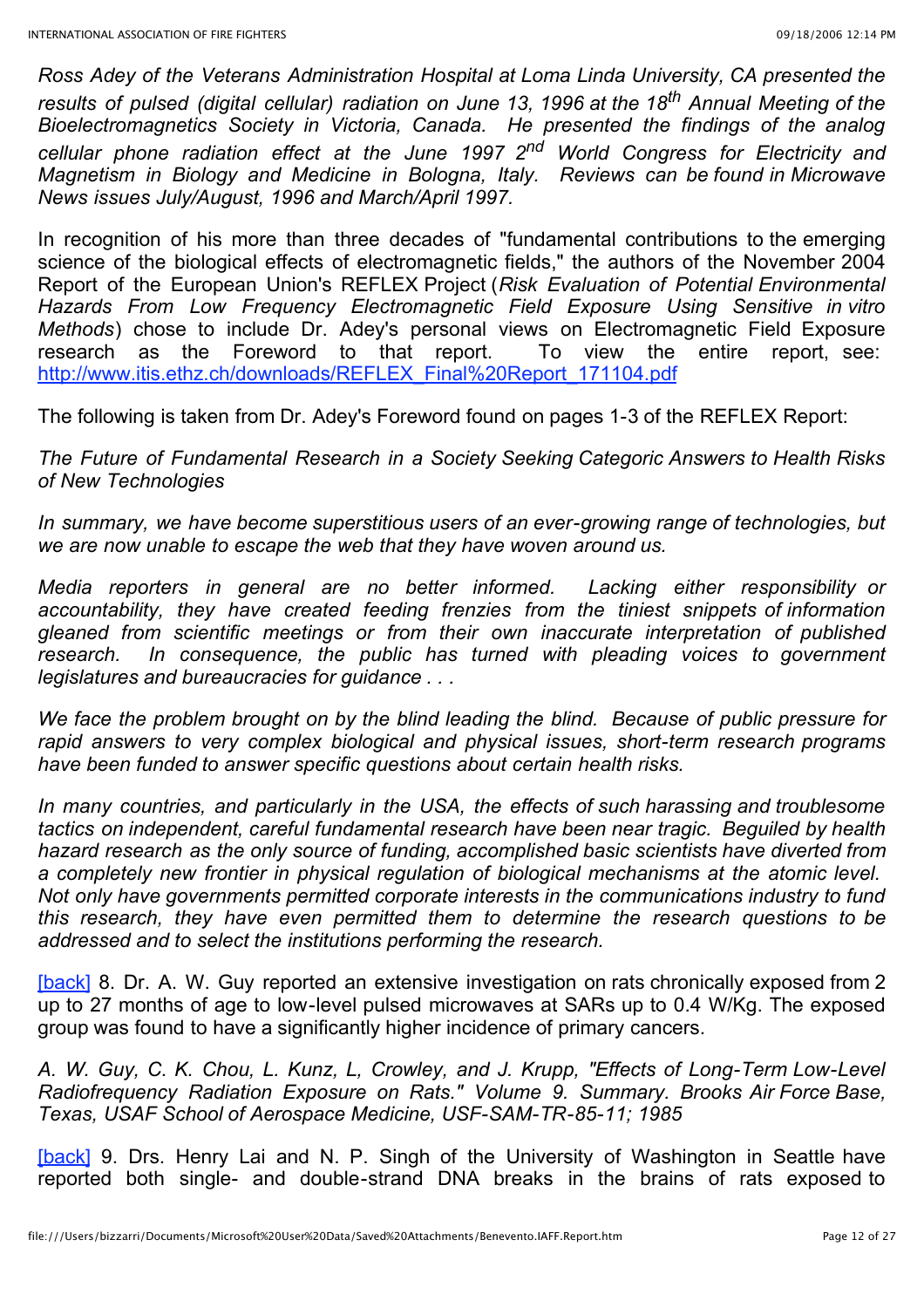*Ross Adey of the Veterans Administration Hospital at Loma Linda University, CA presented the results of pulsed (digital cellular) radiation on June 13, 1996 at the 18th Annual Meeting of the Bioelectromagnetics Society in Victoria, Canada. He presented the findings of the analog cellular phone radiation effect at the June 1997 2nd World Congress for Electricity and Magnetism in Biology and Medicine in Bologna, Italy. Reviews can be found in Microwave News issues July/August, 1996 and March/April 1997.*

In recognition of his more than three decades of "fundamental contributions to the emerging science of the biological effects of electromagnetic fields," the authors of the November 2004 Report of the European Union's REFLEX Project (*Risk Evaluation of Potential Environmental Hazards From Low Frequency Electromagnetic Field Exposure Using Sensitive in vitro Methods*) chose to include Dr. Adey's personal views on Electromagnetic Field Exposure research as the Foreword to that report. To view the entire report, see: http://www.itis.ethz.ch/downloads/REFLEX_Final%20Report_171104.pdf

The following is taken from Dr. Adey's Foreword found on pages 1-3 of the REFLEX Report:

*The Future of Fundamental Research in a Society Seeking Categoric Answers to Health Risks of New Technologies*

*In summary, we have become superstitious users of an ever-growing range of technologies, but we are now unable to escape the web that they have woven around us.*

*Media reporters in general are no better informed. Lacking either responsibility or accountability, they have created feeding frenzies from the tiniest snippets of information gleaned from scientific meetings or from their own inaccurate interpretation of published research. In consequence, the public has turned with pleading voices to government legislatures and bureaucracies for guidance . . .*

*We face the problem brought on by the blind leading the blind. Because of public pressure for rapid answers to very complex biological and physical issues, short-term research programs have been funded to answer specific questions about certain health risks.*

*In many countries, and particularly in the USA, the effects of such harassing and troublesome tactics on independent, careful fundamental research have been near tragic. Beguiled by health hazard research as the only source of funding, accomplished basic scientists have diverted from a completely new frontier in physical regulation of biological mechanisms at the atomic level. Not only have governments permitted corporate interests in the communications industry to fund this research, they have even permitted them to determine the research questions to be addressed and to select the institutions performing the research.*

[back] 8. Dr. A. W. Guy reported an extensive investigation on rats chronically exposed from 2 up to 27 months of age to low-level pulsed microwaves at SARs up to 0.4 W/Kg. The exposed group was found to have a significantly higher incidence of primary cancers.

*A. W. Guy, C. K. Chou, L. Kunz, L, Crowley, and J. Krupp, "Effects of Long-Term Low-Level Radiofrequency Radiation Exposure on Rats." Volume 9. Summary. Brooks Air Force Base, Texas, USAF School of Aerospace Medicine, USF-SAM-TR-85-11; 1985*

[back] 9. Drs. Henry Lai and N. P. Singh of the University of Washington in Seattle have reported both single- and double-strand DNA breaks in the brains of rats exposed to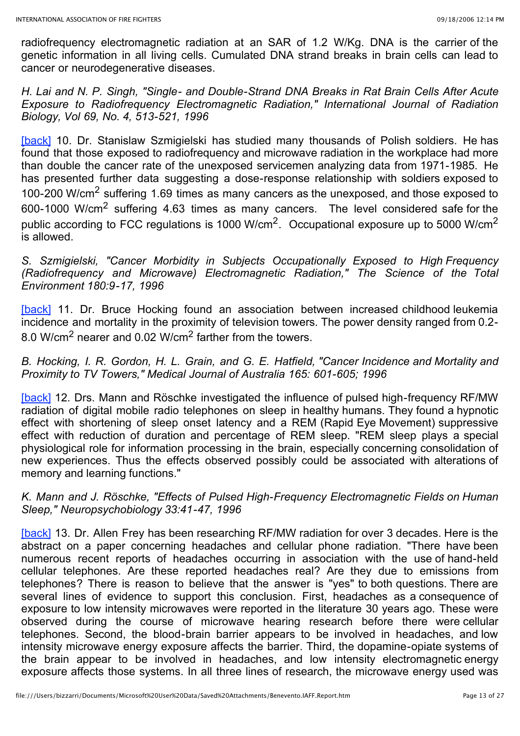radiofrequency electromagnetic radiation at an SAR of 1.2 W/Kg. DNA is the carrier of the genetic information in all living cells. Cumulated DNA strand breaks in brain cells can lead to cancer or neurodegenerative diseases.

*H. Lai and N. P. Singh, "Single- and Double-Strand DNA Breaks in Rat Brain Cells After Acute Exposure to Radiofrequency Electromagnetic Radiation," International Journal of Radiation Biology, Vol 69, No. 4, 513-521, 1996*

[back] 10. Dr. Stanislaw Szmigielski has studied many thousands of Polish soldiers. He has found that those exposed to radiofrequency and microwave radiation in the workplace had more than double the cancer rate of the unexposed servicemen analyzing data from 1971-1985. He has presented further data suggesting a dose-response relationship with soldiers exposed to 100-200 W/cm$^2$ suffering 1.69 times as many cancers as the unexposed, and those exposed to 600-1000 W/cm$^2$ suffering 4.63 times as many cancers. The level considered safe for the public according to FCC regulations is 1000 W/cm$^2$. Occupational exposure up to 5000 W/cm$^2$ is allowed.

*S. Szmigielski, "Cancer Morbidity in Subjects Occupationally Exposed to High Frequency (Radiofrequency and Microwave) Electromagnetic Radiation," The Science of the Total Environment 180:9-17, 1996*

[back] 11. Dr. Bruce Hocking found an association between increased childhood leukemia incidence and mortality in the proximity of television towers. The power density ranged from 0.2-8.0 W/cm$^2$ nearer and 0.02 W/cm$^2$ farther from the towers.

*B. Hocking, I. R. Gordon, H. L. Grain, and G. E. Hatfield, "Cancer Incidence and Mortality and Proximity to TV Towers," Medical Journal of Australia 165: 601-605; 1996*

[back] 12. Drs. Mann and Röschke investigated the influence of pulsed high-frequency RF/MW radiation of digital mobile radio telephones on sleep in healthy humans. They found a hypnotic effect with shortening of sleep onset latency and a REM (Rapid Eye Movement) suppressive effect with reduction of duration and percentage of REM sleep. "REM sleep plays a special physiological role for information processing in the brain, especially concerning consolidation of new experiences. Thus the effects observed possibly could be associated with alterations of memory and learning functions."

*K. Mann and J. Röschke, "Effects of Pulsed High-Frequency Electromagnetic Fields on Human Sleep," Neuropsychobiology 33:41-47, 1996*

[back] 13. Dr. Allen Frey has been researching RF/MW radiation for over 3 decades. Here is the abstract on a paper concerning headaches and cellular phone radiation. "There have been numerous recent reports of headaches occurring in association with the use of hand-held cellular telephones. Are these reported headaches real? Are they due to emissions from telephones? There is reason to believe that the answer is "yes" to both questions. There are several lines of evidence to support this conclusion. First, headaches as a consequence of exposure to low intensity microwaves were reported in the literature 30 years ago. These were observed during the course of microwave hearing research before there were cellular telephones. Second, the blood-brain barrier appears to be involved in headaches, and low intensity microwave energy exposure affects the barrier. Third, the dopamine-opiate systems of the brain appear to be involved in headaches, and low intensity electromagnetic energy exposure affects those systems. In all three lines of research, the microwave energy used was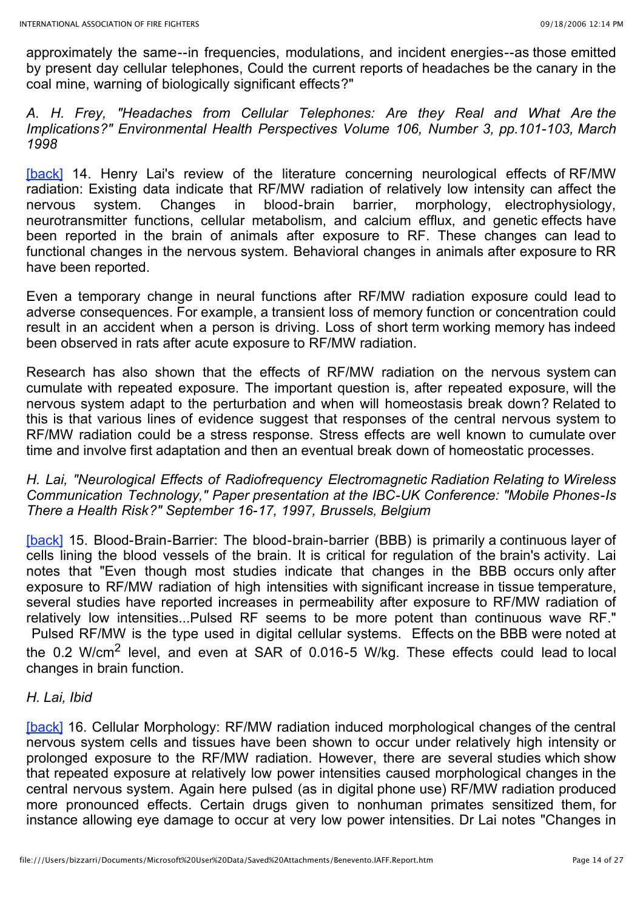approximately the same--in frequencies, modulations, and incident energies--as those emitted by present day cellular telephones, Could the current reports of headaches be the canary in the coal mine, warning of biologically significant effects?"

*A. H. Frey, "Headaches from Cellular Telephones: Are they Real and What Are the Implications?" Environmental Health Perspectives Volume 106, Number 3, pp.101-103, March 1998*

[back] 14. Henry Lai's review of the literature concerning neurological effects of RF/MW radiation: Existing data indicate that RF/MW radiation of relatively low intensity can affect the nervous system. Changes in blood-brain barrier, morphology, electrophysiology, neurotransmitter functions, cellular metabolism, and calcium efflux, and genetic effects have been reported in the brain of animals after exposure to RF. These changes can lead to functional changes in the nervous system. Behavioral changes in animals after exposure to RR have been reported.

Even a temporary change in neural functions after RF/MW radiation exposure could lead to adverse consequences. For example, a transient loss of memory function or concentration could result in an accident when a person is driving. Loss of short term working memory has indeed been observed in rats after acute exposure to RF/MW radiation.

Research has also shown that the effects of RF/MW radiation on the nervous system can cumulate with repeated exposure. The important question is, after repeated exposure, will the nervous system adapt to the perturbation and when will homeostasis break down? Related to this is that various lines of evidence suggest that responses of the central nervous system to RF/MW radiation could be a stress response. Stress effects are well known to cumulate over time and involve first adaptation and then an eventual break down of homeostatic processes.

*H. Lai, "Neurological Effects of Radiofrequency Electromagnetic Radiation Relating to Wireless Communication Technology," Paper presentation at the IBC-UK Conference: "Mobile Phones-Is There a Health Risk?" September 16-17, 1997, Brussels, Belgium*

[back] 15. Blood-Brain-Barrier: The blood-brain-barrier (BBB) is primarily a continuous layer of cells lining the blood vessels of the brain. It is critical for regulation of the brain's activity. Lai notes that "Even though most studies indicate that changes in the BBB occurs only after exposure to RF/MW radiation of high intensities with significant increase in tissue temperature, several studies have reported increases in permeability after exposure to RF/MW radiation of relatively low intensities...Pulsed RF seems to be more potent than continuous wave RF." Pulsed RF/MW is the type used in digital cellular systems. Effects on the BBB were noted at the 0.2 W/cm$^2$ level, and even at SAR of 0.016-5 W/kg. These effects could lead to local changes in brain function.

*H. Lai, Ibid*

[back] 16. Cellular Morphology: RF/MW radiation induced morphological changes of the central nervous system cells and tissues have been shown to occur under relatively high intensity or prolonged exposure to the RF/MW radiation. However, there are several studies which show that repeated exposure at relatively low power intensities caused morphological changes in the central nervous system. Again here pulsed (as in digital phone use) RF/MW radiation produced more pronounced effects. Certain drugs given to nonhuman primates sensitized them, for instance allowing eye damage to occur at very low power intensities. Dr Lai notes "Changes in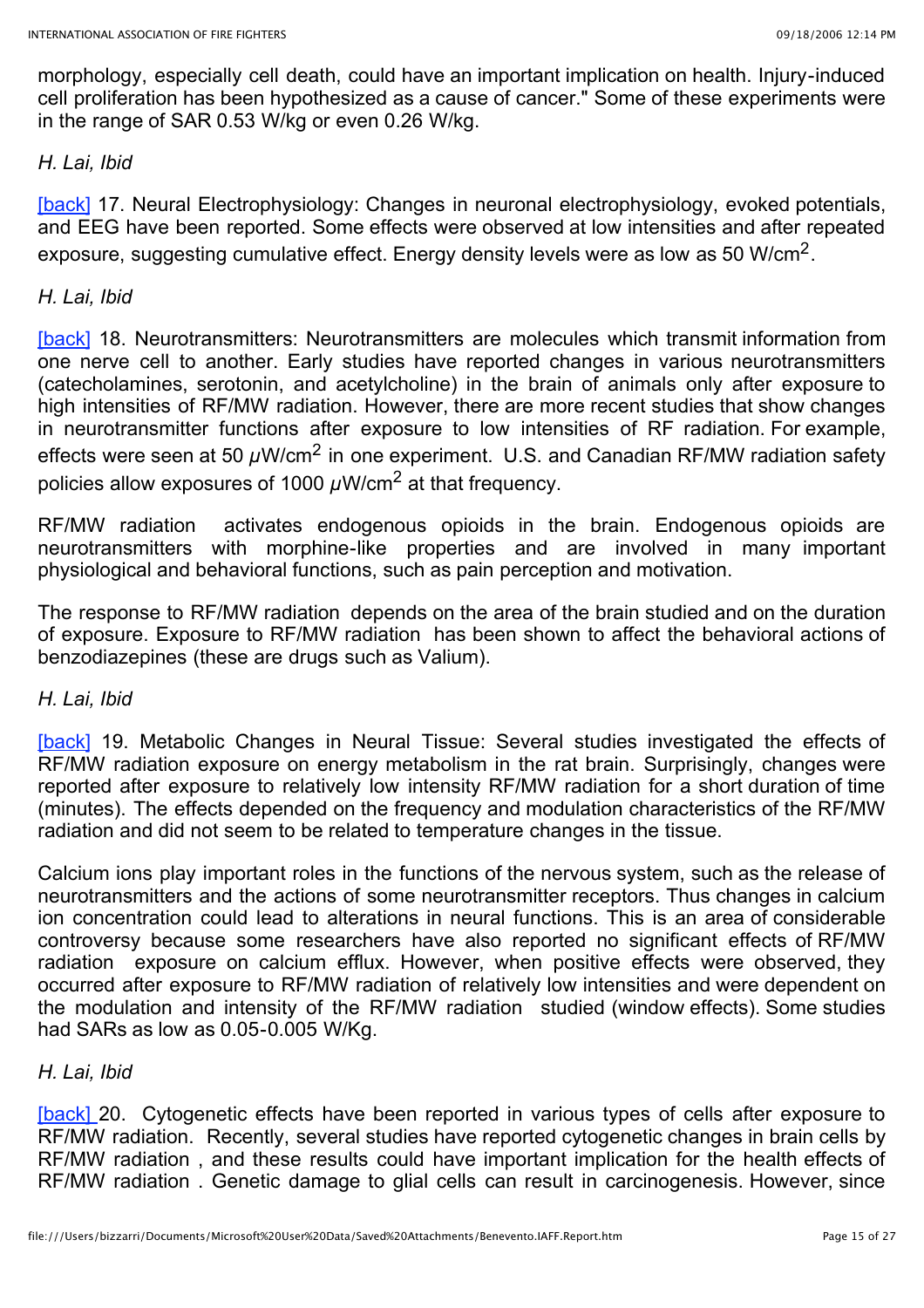morphology, especially cell death, could have an important implication on health. Injury-induced cell proliferation has been hypothesized as a cause of cancer." Some of these experiments were in the range of SAR 0.53 W/kg or even 0.26 W/kg.

*H. Lai, Ibid*

[back] 17. Neural Electrophysiology: Changes in neuronal electrophysiology, evoked potentials, and EEG have been reported. Some effects were observed at low intensities and after repeated exposure, suggesting cumulative effect. Energy density levels were as low as 50 W/cm$^2$.

*H. Lai, Ibid*

[back] 18. Neurotransmitters: Neurotransmitters are molecules which transmit information from one nerve cell to another. Early studies have reported changes in various neurotransmitters (catecholamines, serotonin, and acetylcholine) in the brain of animals only after exposure to high intensities of RF/MW radiation. However, there are more recent studies that show changes in neurotransmitter functions after exposure to low intensities of RF radiation. For example, effects were seen at 50 $\mu$W/cm$^2$ in one experiment. U.S. and Canadian RF/MW radiation safety policies allow exposures of 1000 $\mu$W/cm$^2$ at that frequency.

RF/MW radiation activates endogenous opioids in the brain. Endogenous opioids are neurotransmitters with morphine-like properties and are involved in many important physiological and behavioral functions, such as pain perception and motivation.

The response to RF/MW radiation depends on the area of the brain studied and on the duration of exposure. Exposure to RF/MW radiation has been shown to affect the behavioral actions of benzodiazepines (these are drugs such as Valium).

*H. Lai, Ibid*

[back] 19. Metabolic Changes in Neural Tissue: Several studies investigated the effects of RF/MW radiation exposure on energy metabolism in the rat brain. Surprisingly, changes were reported after exposure to relatively low intensity RF/MW radiation for a short duration of time (minutes). The effects depended on the frequency and modulation characteristics of the RF/MW radiation and did not seem to be related to temperature changes in the tissue.

Calcium ions play important roles in the functions of the nervous system, such as the release of neurotransmitters and the actions of some neurotransmitter receptors. Thus changes in calcium ion concentration could lead to alterations in neural functions. This is an area of considerable controversy because some researchers have also reported no significant effects of RF/MW radiation exposure on calcium efflux. However, when positive effects were observed, they occurred after exposure to RF/MW radiation of relatively low intensities and were dependent on the modulation and intensity of the RF/MW radiation studied (window effects). Some studies had SARs as low as 0.05-0.005 W/Kg.

*H. Lai, Ibid*

[back] 20. Cytogenetic effects have been reported in various types of cells after exposure to RF/MW radiation. Recently, several studies have reported cytogenetic changes in brain cells by RF/MW radiation , and these results could have important implication for the health effects of RF/MW radiation . Genetic damage to glial cells can result in carcinogenesis. However, since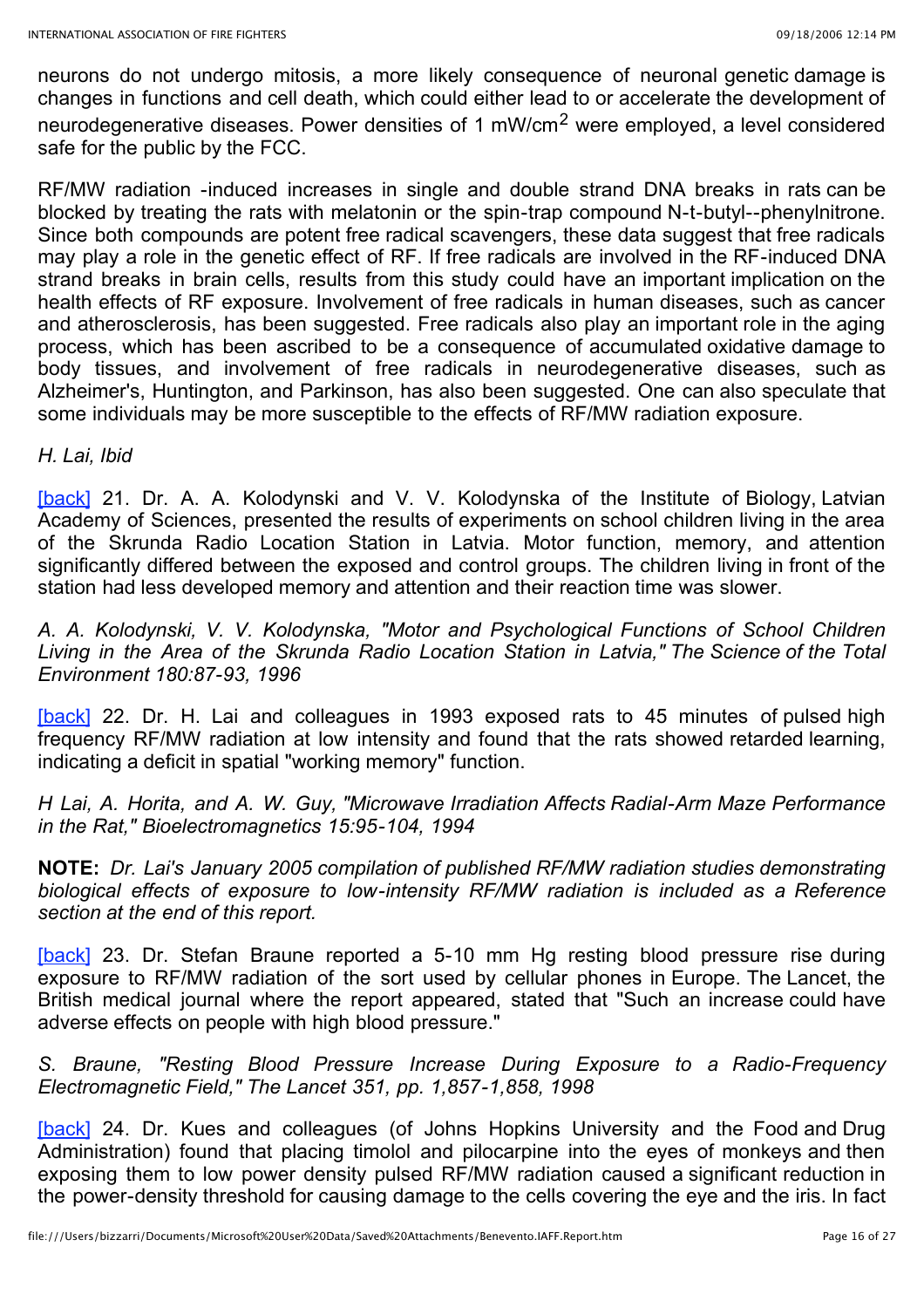neurons do not undergo mitosis, a more likely consequence of neuronal genetic damage is changes in functions and cell death, which could either lead to or accelerate the development of neurodegenerative diseases. Power densities of 1 $mW/cm^2$ were employed, a level considered safe for the public by the FCC.

RF/MW radiation -induced increases in single and double strand DNA breaks in rats can be blocked by treating the rats with melatonin or the spin-trap compound N-t-butyl--phenylnitrone. Since both compounds are potent free radical scavengers, these data suggest that free radicals may play a role in the genetic effect of RF. If free radicals are involved in the RF-induced DNA strand breaks in brain cells, results from this study could have an important implication on the health effects of RF exposure. Involvement of free radicals in human diseases, such as cancer and atherosclerosis, has been suggested. Free radicals also play an important role in the aging process, which has been ascribed to be a consequence of accumulated oxidative damage to body tissues, and involvement of free radicals in neurodegenerative diseases, such as Alzheimer's, Huntington, and Parkinson, has also been suggested. One can also speculate that some individuals may be more susceptible to the effects of RF/MW radiation exposure.

*H. Lai, Ibid*

[back] 21. Dr. A. A. Kolodynski and V. V. Kolodynska of the Institute of Biology, Latvian Academy of Sciences, presented the results of experiments on school children living in the area of the Skrunda Radio Location Station in Latvia. Motor function, memory, and attention significantly differed between the exposed and control groups. The children living in front of the station had less developed memory and attention and their reaction time was slower.

*A. A. Kolodynski, V. V. Kolodynska, "Motor and Psychological Functions of School Children Living in the Area of the Skrunda Radio Location Station in Latvia," The Science of the Total Environment 180:87-93, 1996*

[back] 22. Dr. H. Lai and colleagues in 1993 exposed rats to 45 minutes of pulsed high frequency RF/MW radiation at low intensity and found that the rats showed retarded learning, indicating a deficit in spatial "working memory" function.

*H Lai, A. Horita, and A. W. Guy, "Microwave Irradiation Affects Radial-Arm Maze Performance in the Rat," Bioelectromagnetics 15:95-104, 1994*

**NOTE:** *Dr. Lai's January 2005 compilation of published RF/MW radiation studies demonstrating biological effects of exposure to low-intensity RF/MW radiation is included as a Reference section at the end of this report.*

[back] 23. Dr. Stefan Braune reported a 5-10 mm Hg resting blood pressure rise during exposure to RF/MW radiation of the sort used by cellular phones in Europe. The Lancet, the British medical journal where the report appeared, stated that "Such an increase could have adverse effects on people with high blood pressure."

*S. Braune, "Resting Blood Pressure Increase During Exposure to a Radio-Frequency Electromagnetic Field," The Lancet 351, pp. 1,857-1,858, 1998*

[back] 24. Dr. Kues and colleagues (of Johns Hopkins University and the Food and Drug Administration) found that placing timolol and pilocarpine into the eyes of monkeys and then exposing them to low power density pulsed RF/MW radiation caused a significant reduction in the power-density threshold for causing damage to the cells covering the eye and the iris. In fact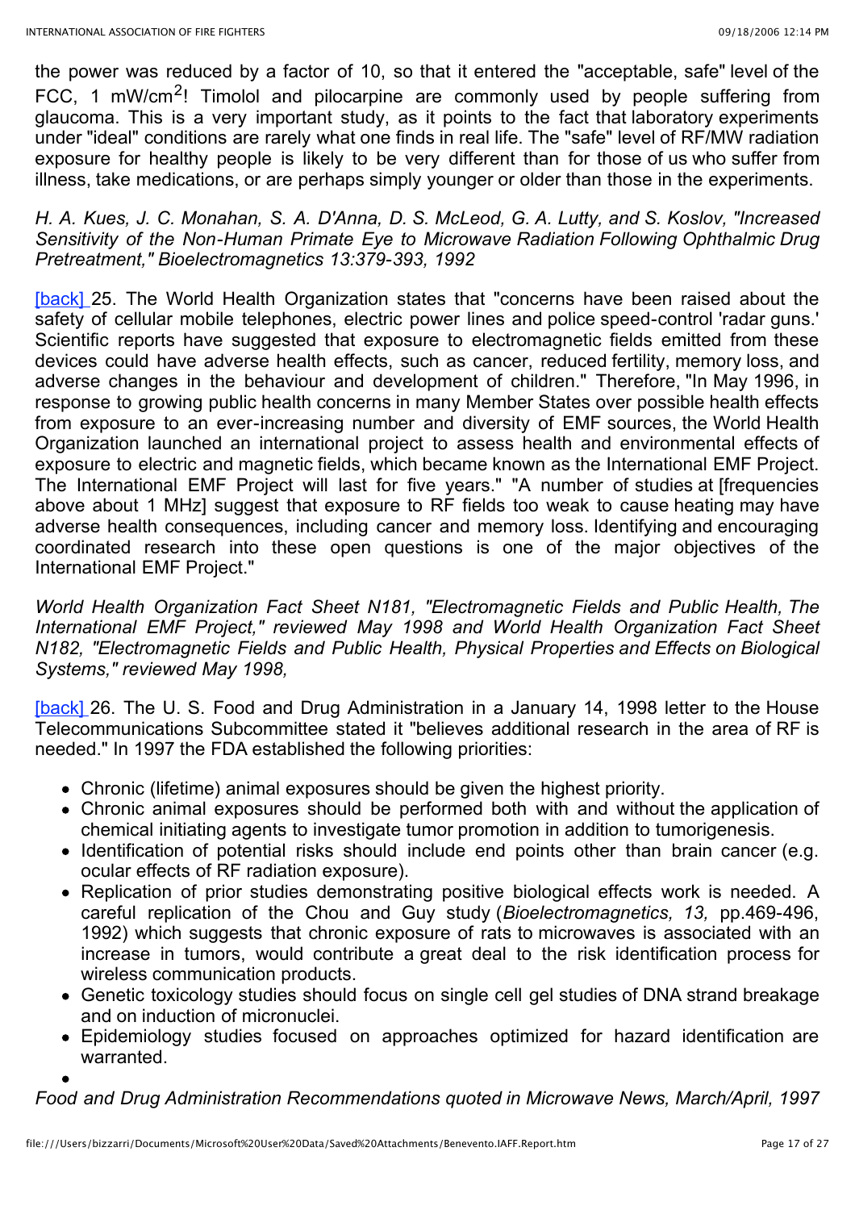the power was reduced by a factor of 10, so that it entered the "acceptable, safe" level of the FCC, 1 mW/cm$^2$! Timolol and pilocarpine are commonly used by people suffering from glaucoma. This is a very important study, as it points to the fact that laboratory experiments under "ideal" conditions are rarely what one finds in real life. The "safe" level of RF/MW radiation exposure for healthy people is likely to be very different than for those of us who suffer from illness, take medications, or are perhaps simply younger or older than those in the experiments.

*H. A. Kues, J. C. Monahan, S. A. D'Anna, D. S. McLeod, G. A. Lutty, and S. Koslov, "Increased Sensitivity of the Non-Human Primate Eye to Microwave Radiation Following Ophthalmic Drug Pretreatment," Bioelectromagnetics 13:379-393, 1992*

[back] 25. The World Health Organization states that "concerns have been raised about the safety of cellular mobile telephones, electric power lines and police speed-control 'radar guns.' Scientific reports have suggested that exposure to electromagnetic fields emitted from these devices could have adverse health effects, such as cancer, reduced fertility, memory loss, and adverse changes in the behaviour and development of children." Therefore, "In May 1996, in response to growing public health concerns in many Member States over possible health effects from exposure to an ever-increasing number and diversity of EMF sources, the World Health Organization launched an international project to assess health and environmental effects of exposure to electric and magnetic fields, which became known as the International EMF Project. The International EMF Project will last for five years." "A number of studies at [frequencies above about 1 MHz] suggest that exposure to RF fields too weak to cause heating may have adverse health consequences, including cancer and memory loss. Identifying and encouraging coordinated research into these open questions is one of the major objectives of the International EMF Project."

*World Health Organization Fact Sheet N181, "Electromagnetic Fields and Public Health, The International EMF Project," reviewed May 1998 and World Health Organization Fact Sheet N182, "Electromagnetic Fields and Public Health, Physical Properties and Effects on Biological Systems," reviewed May 1998,*

[back] 26. The U. S. Food and Drug Administration in a January 14, 1998 letter to the House Telecommunications Subcommittee stated it "believes additional research in the area of RF is needed." In 1997 the FDA established the following priorities:

- Chronic (lifetime) animal exposures should be given the highest priority.
- Chronic animal exposures should be performed both with and without the application of chemical initiating agents to investigate tumor promotion in addition to tumorigenesis.
- Identification of potential risks should include end points other than brain cancer (e.g. ocular effects of RF radiation exposure).
- Replication of prior studies demonstrating positive biological effects work is needed. A careful replication of the Chou and Guy study (*Bioelectromagnetics, 13,* pp.469-496, 1992) which suggests that chronic exposure of rats to microwaves is associated with an increase in tumors, would contribute a great deal to the risk identification process for wireless communication products.
- Genetic toxicology studies should focus on single cell gel studies of DNA strand breakage and on induction of micronuclei.
- Epidemiology studies focused on approaches optimized for hazard identification are warranted.

*Food and Drug Administration Recommendations quoted in Microwave News, March/April, 1997*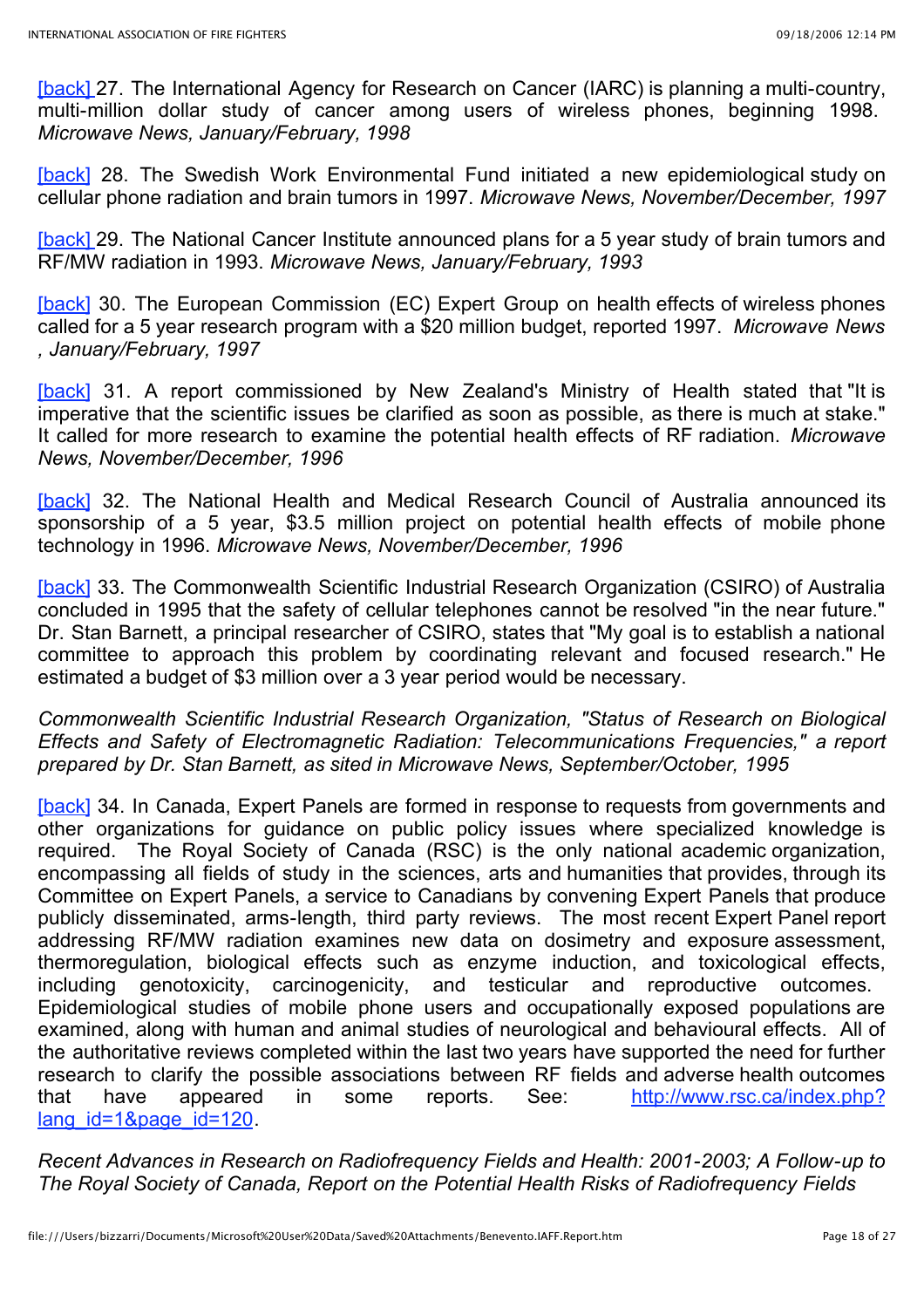[back] 27. The International Agency for Research on Cancer (IARC) is planning a multi-country, multi-million dollar study of cancer among users of wireless phones, beginning 1998. *Microwave News, January/February, 1998*

[back] 28. The Swedish Work Environmental Fund initiated a new epidemiological study on cellular phone radiation and brain tumors in 1997. *Microwave News, November/December, 1997*

[back] 29. The National Cancer Institute announced plans for a 5 year study of brain tumors and RF/MW radiation in 1993. *Microwave News, January/February, 1993*

[back] 30. The European Commission (EC) Expert Group on health effects of wireless phones called for a 5 year research program with a $20 million budget, reported 1997. *Microwave News , January/February, 1997*

[back] 31. A report commissioned by New Zealand's Ministry of Health stated that "It is imperative that the scientific issues be clarified as soon as possible, as there is much at stake." It called for more research to examine the potential health effects of RF radiation. *Microwave News, November/December, 1996*

[back] 32. The National Health and Medical Research Council of Australia announced its sponsorship of a 5 year, $3.5 million project on potential health effects of mobile phone technology in 1996. *Microwave News, November/December, 1996*

[back] 33. The Commonwealth Scientific Industrial Research Organization (CSIRO) of Australia concluded in 1995 that the safety of cellular telephones cannot be resolved "in the near future." Dr. Stan Barnett, a principal researcher of CSIRO, states that "My goal is to establish a national committee to approach this problem by coordinating relevant and focused research." He estimated a budget of $3 million over a 3 year period would be necessary.

*Commonwealth Scientific Industrial Research Organization, "Status of Research on Biological Effects and Safety of Electromagnetic Radiation: Telecommunications Frequencies," a report prepared by Dr. Stan Barnett, as sited in Microwave News, September/October, 1995*

[back] 34. In Canada, Expert Panels are formed in response to requests from governments and other organizations for guidance on public policy issues where specialized knowledge is required. The Royal Society of Canada (RSC) is the only national academic organization, encompassing all fields of study in the sciences, arts and humanities that provides, through its Committee on Expert Panels, a service to Canadians by convening Expert Panels that produce publicly disseminated, arms-length, third party reviews. The most recent Expert Panel report addressing RF/MW radiation examines new data on dosimetry and exposure assessment, thermoregulation, biological effects such as enzyme induction, and toxicological effects, including genotoxicity, carcinogenicity, and testicular and reproductive outcomes. Epidemiological studies of mobile phone users and occupationally exposed populations are examined, along with human and animal studies of neurological and behavioural effects. All of the authoritative reviews completed within the last two years have supported the need for further research to clarify the possible associations between RF fields and adverse health outcomes that have appeared in some reports. See: http://www.rsc.ca/index.php?lang_id=1&page_id=120.

*Recent Advances in Research on Radiofrequency Fields and Health: 2001-2003; A Follow-up to The Royal Society of Canada, Report on the Potential Health Risks of Radiofrequency Fields*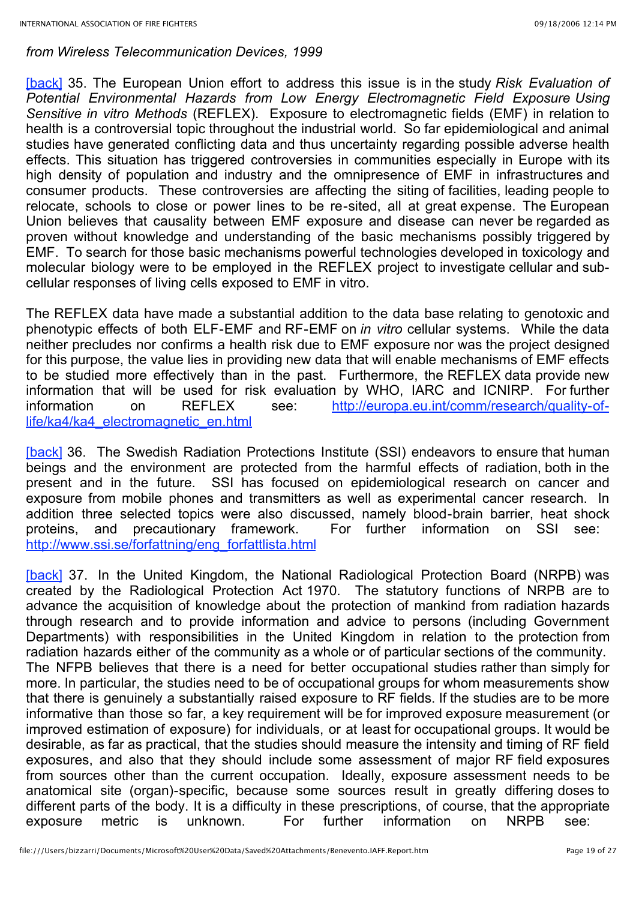*from Wireless Telecommunication Devices, 1999*

[back] 35. The European Union effort to address this issue is in the study *Risk Evaluation of Potential Environmental Hazards from Low Energy Electromagnetic Field Exposure Using Sensitive in vitro Methods* (REFLEX). Exposure to electromagnetic fields (EMF) in relation to health is a controversial topic throughout the industrial world. So far epidemiological and animal studies have generated conflicting data and thus uncertainty regarding possible adverse health effects. This situation has triggered controversies in communities especially in Europe with its high density of population and industry and the omnipresence of EMF in infrastructures and consumer products. These controversies are affecting the siting of facilities, leading people to relocate, schools to close or power lines to be re-sited, all at great expense. The European Union believes that causality between EMF exposure and disease can never be regarded as proven without knowledge and understanding of the basic mechanisms possibly triggered by EMF. To search for those basic mechanisms powerful technologies developed in toxicology and molecular biology were to be employed in the REFLEX project to investigate cellular and sub-cellular responses of living cells exposed to EMF in vitro.

The REFLEX data have made a substantial addition to the data base relating to genotoxic and phenotypic effects of both ELF-EMF and RF-EMF on *in vitro* cellular systems. While the data neither precludes nor confirms a health risk due to EMF exposure nor was the project designed for this purpose, the value lies in providing new data that will enable mechanisms of EMF effects to be studied more effectively than in the past. Furthermore, the REFLEX data provide new information that will be used for risk evaluation by WHO, IARC and ICNIRP. For further information on REFLEX see: http://europa.eu.int/comm/research/quality-of-life/ka4/ka4_electromagnetic_en.html

[back] 36. The Swedish Radiation Protections Institute (SSI) endeavors to ensure that human beings and the environment are protected from the harmful effects of radiation, both in the present and in the future. SSI has focused on epidemiological research on cancer and exposure from mobile phones and transmitters as well as experimental cancer research. In addition three selected topics were also discussed, namely blood-brain barrier, heat shock proteins, and precautionary framework. For further information on SSI see: http://www.ssi.se/forfattning/eng_forfattlista.html

[back] 37. In the United Kingdom, the National Radiological Protection Board (NRPB) was created by the Radiological Protection Act 1970. The statutory functions of NRPB are to advance the acquisition of knowledge about the protection of mankind from radiation hazards through research and to provide information and advice to persons (including Government Departments) with responsibilities in the United Kingdom in relation to the protection from radiation hazards either of the community as a whole or of particular sections of the community. The NFPB believes that there is a need for better occupational studies rather than simply for more. In particular, the studies need to be of occupational groups for whom measurements show that there is genuinely a substantially raised exposure to RF fields. If the studies are to be more informative than those so far, a key requirement will be for improved exposure measurement (or improved estimation of exposure) for individuals, or at least for occupational groups. It would be desirable, as far as practical, that the studies should measure the intensity and timing of RF field exposures, and also that they should include some assessment of major RF field exposures from sources other than the current occupation. Ideally, exposure assessment needs to be anatomical site (organ)-specific, because some sources result in greatly differing doses to different parts of the body. It is a difficulty in these prescriptions, of course, that the appropriate exposure metric is unknown. For further information on NRPB see: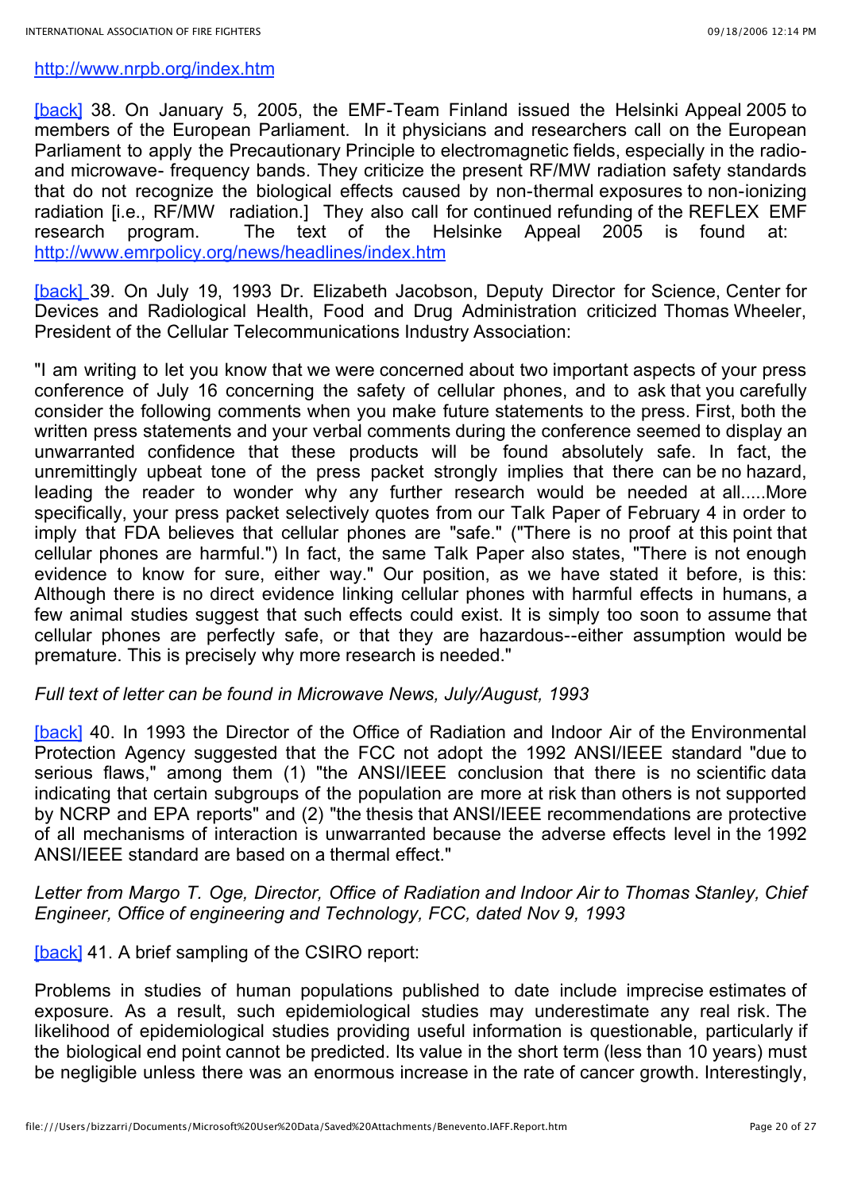http://www.nrpb.org/index.htm

[back] 38. On January 5, 2005, the EMF-Team Finland issued the Helsinki Appeal 2005 to members of the European Parliament. In it physicians and researchers call on the European Parliament to apply the Precautionary Principle to electromagnetic fields, especially in the radio- and microwave- frequency bands. They criticize the present RF/MW radiation safety standards that do not recognize the biological effects caused by non-thermal exposures to non-ionizing radiation [i.e., RF/MW radiation.] They also call for continued refunding of the REFLEX EMF research program. The text of the Helsinke Appeal 2005 is found at: http://www.emrpolicy.org/news/headlines/index.htm

[back] 39. On July 19, 1993 Dr. Elizabeth Jacobson, Deputy Director for Science, Center for Devices and Radiological Health, Food and Drug Administration criticized Thomas Wheeler, President of the Cellular Telecommunications Industry Association:

"I am writing to let you know that we were concerned about two important aspects of your press conference of July 16 concerning the safety of cellular phones, and to ask that you carefully consider the following comments when you make future statements to the press. First, both the written press statements and your verbal comments during the conference seemed to display an unwarranted confidence that these products will be found absolutely safe. In fact, the unremittingly upbeat tone of the press packet strongly implies that there can be no hazard, leading the reader to wonder why any further research would be needed at all.....More specifically, your press packet selectively quotes from our Talk Paper of February 4 in order to imply that FDA believes that cellular phones are "safe." ("There is no proof at this point that cellular phones are harmful.") In fact, the same Talk Paper also states, "There is not enough evidence to know for sure, either way." Our position, as we have stated it before, is this: Although there is no direct evidence linking cellular phones with harmful effects in humans, a few animal studies suggest that such effects could exist. It is simply too soon to assume that cellular phones are perfectly safe, or that they are hazardous--either assumption would be premature. This is precisely why more research is needed."

*Full text of letter can be found in Microwave News, July/August, 1993*

[back] 40. In 1993 the Director of the Office of Radiation and Indoor Air of the Environmental Protection Agency suggested that the FCC not adopt the 1992 ANSI/IEEE standard "due to serious flaws," among them (1) "the ANSI/IEEE conclusion that there is no scientific data indicating that certain subgroups of the population are more at risk than others is not supported by NCRP and EPA reports" and (2) "the thesis that ANSI/IEEE recommendations are protective of all mechanisms of interaction is unwarranted because the adverse effects level in the 1992 ANSI/IEEE standard are based on a thermal effect."

*Letter from Margo T. Oge, Director, Office of Radiation and Indoor Air to Thomas Stanley, Chief Engineer, Office of engineering and Technology, FCC, dated Nov 9, 1993*

[back] 41. A brief sampling of the CSIRO report:

Problems in studies of human populations published to date include imprecise estimates of exposure. As a result, such epidemiological studies may underestimate any real risk. The likelihood of epidemiological studies providing useful information is questionable, particularly if the biological end point cannot be predicted. Its value in the short term (less than 10 years) must be negligible unless there was an enormous increase in the rate of cancer growth. Interestingly,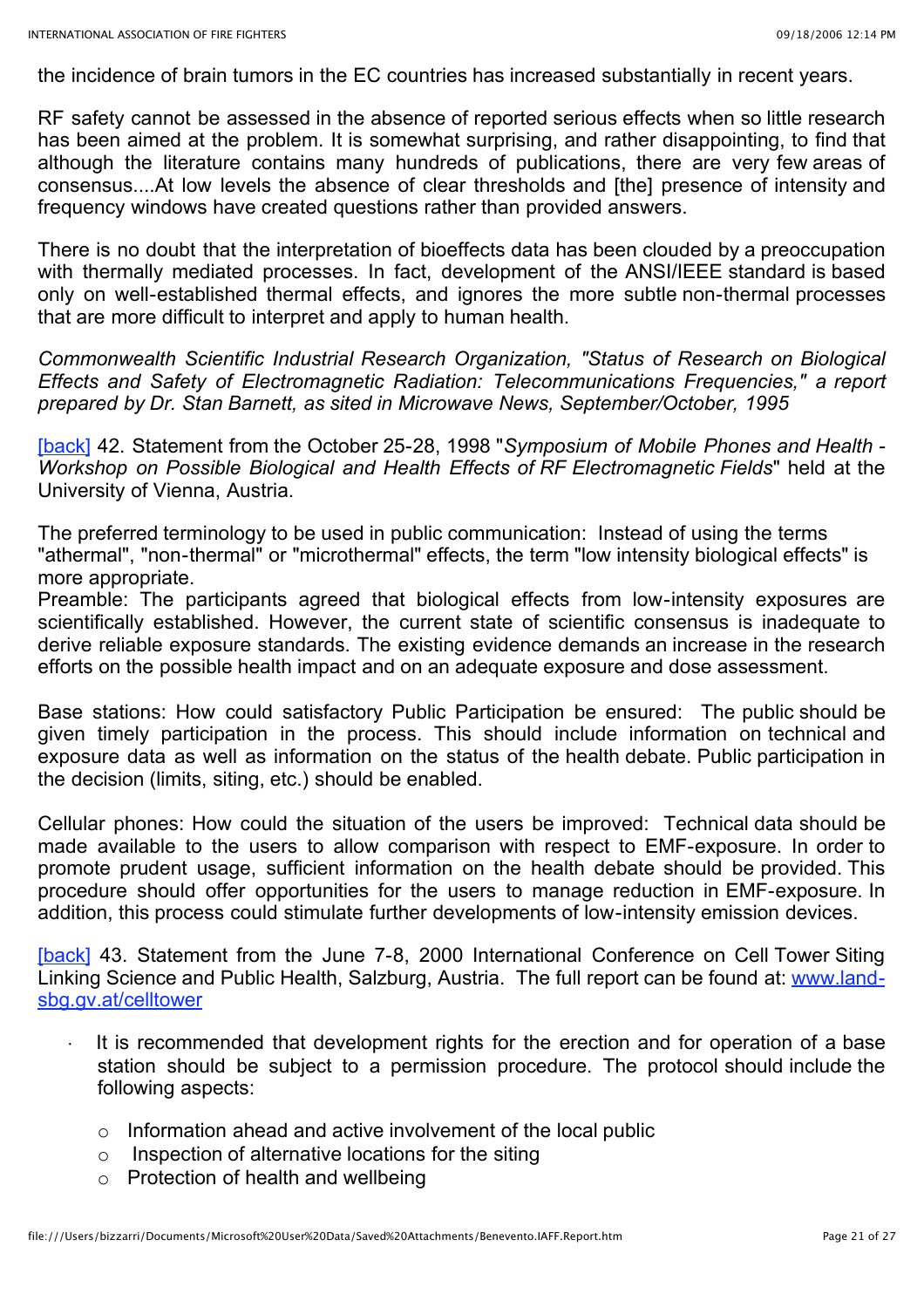the incidence of brain tumors in the EC countries has increased substantially in recent years.

RF safety cannot be assessed in the absence of reported serious effects when so little research has been aimed at the problem. It is somewhat surprising, and rather disappointing, to find that although the literature contains many hundreds of publications, there are very few areas of consensus....At low levels the absence of clear thresholds and [the] presence of intensity and frequency windows have created questions rather than provided answers.

There is no doubt that the interpretation of bioeffects data has been clouded by a preoccupation with thermally mediated processes. In fact, development of the ANSI/IEEE standard is based only on well-established thermal effects, and ignores the more subtle non-thermal processes that are more difficult to interpret and apply to human health.

*Commonwealth Scientific Industrial Research Organization, "Status of Research on Biological Effects and Safety of Electromagnetic Radiation: Telecommunications Frequencies," a report prepared by Dr. Stan Barnett, as sited in Microwave News, September/October, 1995*

[back] 42. Statement from the October 25-28, 1998 "*Symposium of Mobile Phones and Health - Workshop on Possible Biological and Health Effects of RF Electromagnetic Fields*" held at the University of Vienna, Austria.

The preferred terminology to be used in public communication: Instead of using the terms "athermal", "non-thermal" or "microthermal" effects, the term "low intensity biological effects" is more appropriate.
Preamble: The participants agreed that biological effects from low-intensity exposures are scientifically established. However, the current state of scientific consensus is inadequate to derive reliable exposure standards. The existing evidence demands an increase in the research efforts on the possible health impact and on an adequate exposure and dose assessment.

Base stations: How could satisfactory Public Participation be ensured: The public should be given timely participation in the process. This should include information on technical and exposure data as well as information on the status of the health debate. Public participation in the decision (limits, siting, etc.) should be enabled.

Cellular phones: How could the situation of the users be improved: Technical data should be made available to the users to allow comparison with respect to EMF-exposure. In order to promote prudent usage, sufficient information on the health debate should be provided. This procedure should offer opportunities for the users to manage reduction in EMF-exposure. In addition, this process could stimulate further developments of low-intensity emission devices.

[back] 43. Statement from the June 7-8, 2000 International Conference on Cell Tower Siting Linking Science and Public Health, Salzburg, Austria. The full report can be found at: www.land-sbg.gv.at/celltower

- It is recommended that development rights for the erection and for operation of a base station should be subject to a permission procedure. The protocol should include the following aspects:
    - Information ahead and active involvement of the local public
    - Inspection of alternative locations for the siting
    - Protection of health and wellbeing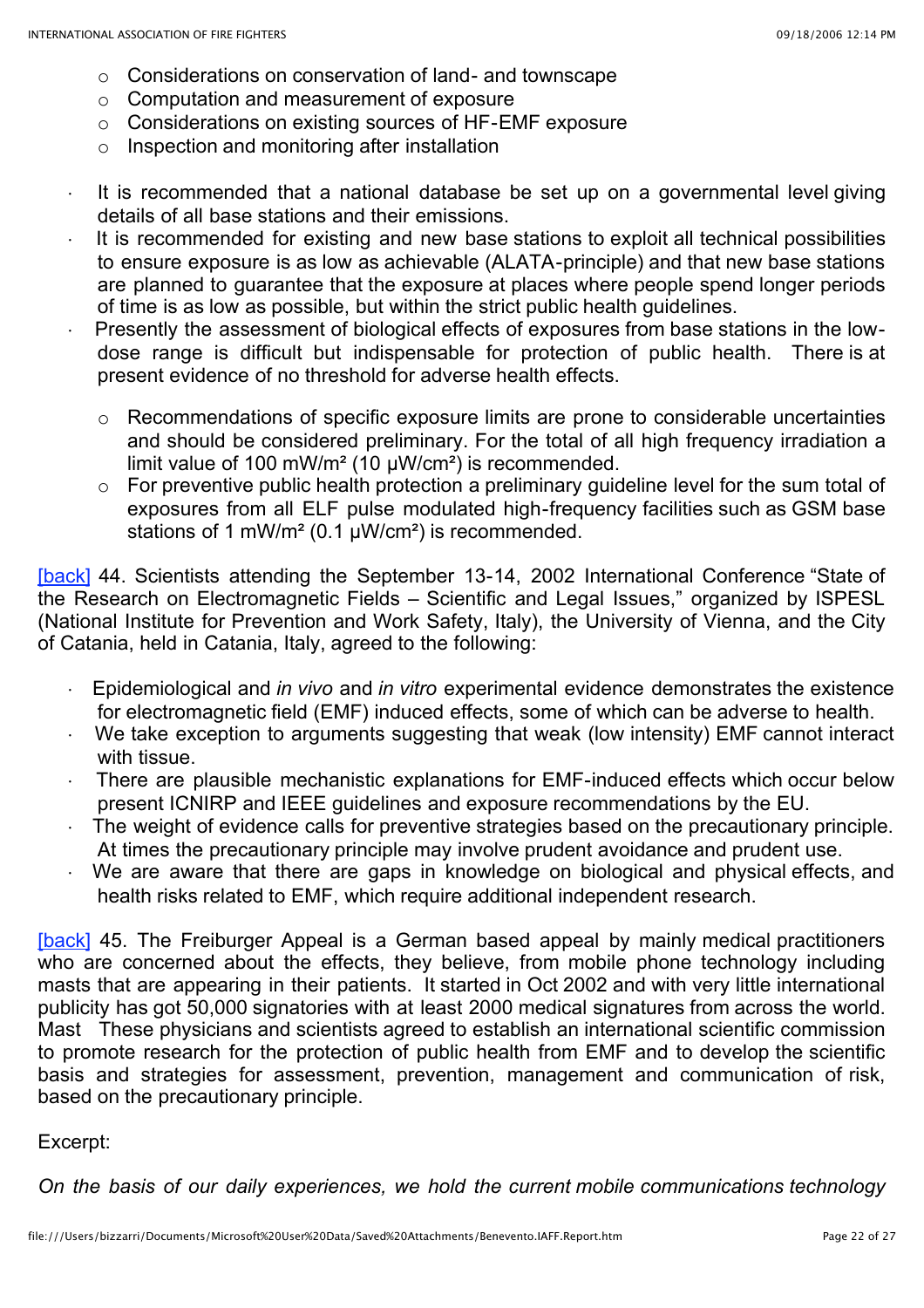- Considerations on conservation of land- and townscape
    - Computation and measurement of exposure
    - Considerations on existing sources of HF-EMF exposure
    - Inspection and monitoring after installation

- It is recommended that a national database be set up on a governmental level giving details of all base stations and their emissions.
- It is recommended for existing and new base stations to exploit all technical possibilities to ensure exposure is as low as achievable (ALATA-principle) and that new base stations are planned to guarantee that the exposure at places where people spend longer periods of time is as low as possible, but within the strict public health guidelines.
- Presently the assessment of biological effects of exposures from base stations in the low-dose range is difficult but indispensable for protection of public health. There is at present evidence of no threshold for adverse health effects.
    - Recommendations of specific exposure limits are prone to considerable uncertainties and should be considered preliminary. For the total of all high frequency irradiation a limit value of 100 mW/m² (10 µW/cm²) is recommended.
    - For preventive public health protection a preliminary guideline level for the sum total of exposures from all ELF pulse modulated high-frequency facilities such as GSM base stations of 1 mW/m² (0.1 µW/cm²) is recommended.

[back] 44. Scientists attending the September 13-14, 2002 International Conference "State of the Research on Electromagnetic Fields – Scientific and Legal Issues," organized by ISPESL (National Institute for Prevention and Work Safety, Italy), the University of Vienna, and the City of Catania, held in Catania, Italy, agreed to the following:

- Epidemiological and *in vivo* and *in vitro* experimental evidence demonstrates the existence for electromagnetic field (EMF) induced effects, some of which can be adverse to health.
- We take exception to arguments suggesting that weak (low intensity) EMF cannot interact with tissue.
- There are plausible mechanistic explanations for EMF-induced effects which occur below present ICNIRP and IEEE guidelines and exposure recommendations by the EU.
- The weight of evidence calls for preventive strategies based on the precautionary principle. At times the precautionary principle may involve prudent avoidance and prudent use.
- We are aware that there are gaps in knowledge on biological and physical effects, and health risks related to EMF, which require additional independent research.

[back] 45. The Freiburger Appeal is a German based appeal by mainly medical practitioners who are concerned about the effects, they believe, from mobile phone technology including masts that are appearing in their patients. It started in Oct 2002 and with very little international publicity has got 50,000 signatories with at least 2000 medical signatures from across the world. Mast These physicians and scientists agreed to establish an international scientific commission to promote research for the protection of public health from EMF and to develop the scientific basis and strategies for assessment, prevention, management and communication of risk, based on the precautionary principle.

Excerpt:

*On the basis of our daily experiences, we hold the current mobile communications technology*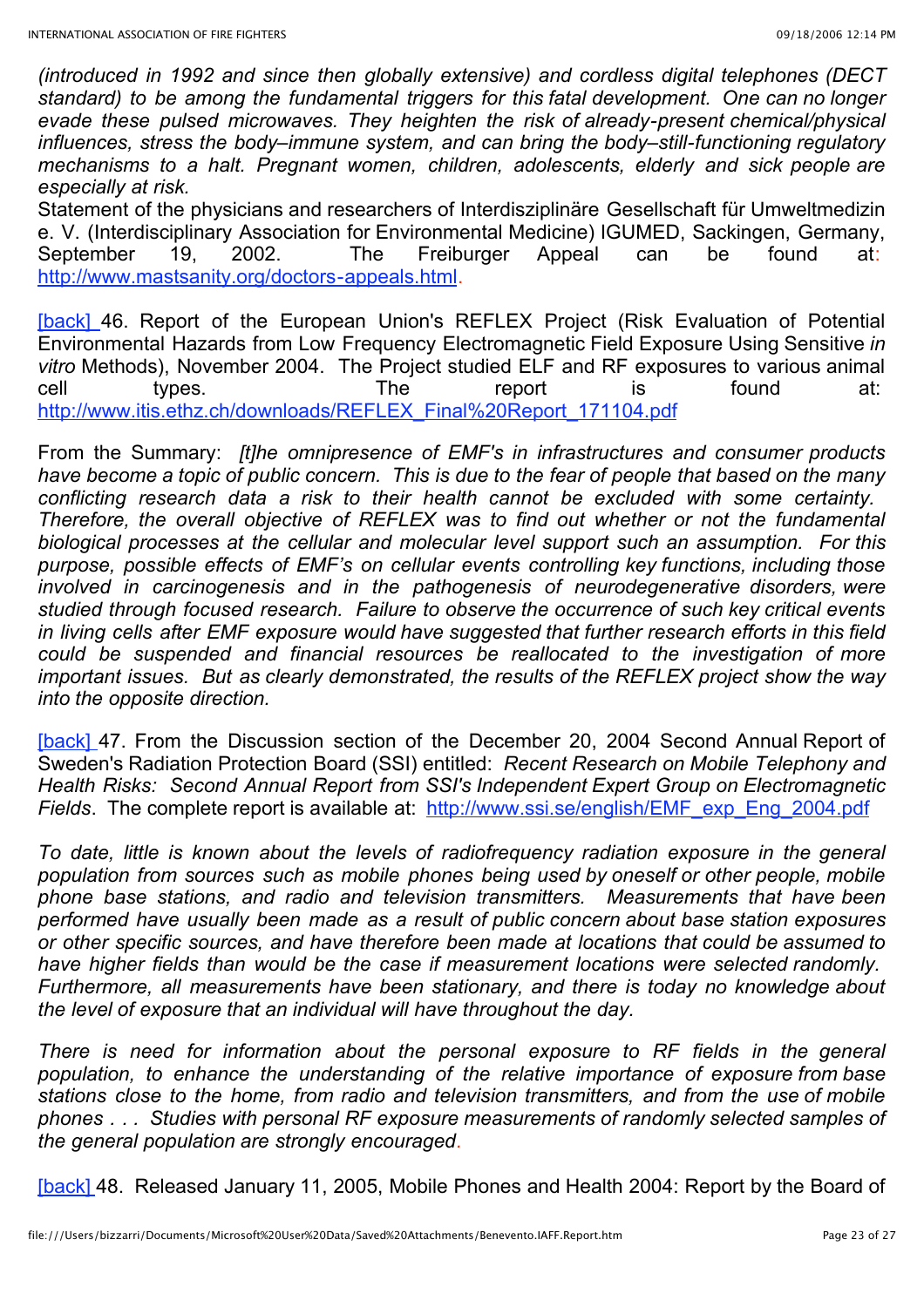*(introduced in 1992 and since then globally extensive) and cordless digital telephones (DECT standard) to be among the fundamental triggers for this fatal development. One can no longer evade these pulsed microwaves. They heighten the risk of already-present chemical/physical influences, stress the body–immune system, and can bring the body–still-functioning regulatory mechanisms to a halt. Pregnant women, children, adolescents, elderly and sick people are especially at risk.*

Statement of the physicians and researchers of Interdisziplinäre Gesellschaft für Umweltmedizin e. V. (Interdisciplinary Association for Environmental Medicine) IGUMED, Sackingen, Germany, September 19, 2002. The Freiburger Appeal can be found at: http://www.mastsanity.org/doctors-appeals.html.

[back] 46. Report of the European Union's REFLEX Project (Risk Evaluation of Potential Environmental Hazards from Low Frequency Electromagnetic Field Exposure Using Sensitive *in vitro* Methods), November 2004. The Project studied ELF and RF exposures to various animal cell types. The report is found at: http://www.itis.ethz.ch/downloads/REFLEX_Final%20Report_171104.pdf

From the Summary: *[t]he omnipresence of EMF's in infrastructures and consumer products have become a topic of public concern. This is due to the fear of people that based on the many conflicting research data a risk to their health cannot be excluded with some certainty. Therefore, the overall objective of REFLEX was to find out whether or not the fundamental biological processes at the cellular and molecular level support such an assumption. For this purpose, possible effects of EMF's on cellular events controlling key functions, including those involved in carcinogenesis and in the pathogenesis of neurodegenerative disorders, were studied through focused research. Failure to observe the occurrence of such key critical events in living cells after EMF exposure would have suggested that further research efforts in this field could be suspended and financial resources be reallocated to the investigation of more important issues. But as clearly demonstrated, the results of the REFLEX project show the way into the opposite direction.*

[back] 47. From the Discussion section of the December 20, 2004 Second Annual Report of Sweden's Radiation Protection Board (SSI) entitled: *Recent Research on Mobile Telephony and Health Risks: Second Annual Report from SSI's Independent Expert Group on Electromagnetic Fields*. The complete report is available at: http://www.ssi.se/english/EMF_exp_Eng_2004.pdf

*To date, little is known about the levels of radiofrequency radiation exposure in the general population from sources such as mobile phones being used by oneself or other people, mobile phone base stations, and radio and television transmitters. Measurements that have been performed have usually been made as a result of public concern about base station exposures or other specific sources, and have therefore been made at locations that could be assumed to have higher fields than would be the case if measurement locations were selected randomly. Furthermore, all measurements have been stationary, and there is today no knowledge about the level of exposure that an individual will have throughout the day.*

*There is need for information about the personal exposure to RF fields in the general population, to enhance the understanding of the relative importance of exposure from base stations close to the home, from radio and television transmitters, and from the use of mobile phones . . . Studies with personal RF exposure measurements of randomly selected samples of the general population are strongly encouraged.*

[back] 48. Released January 11, 2005, Mobile Phones and Health 2004: Report by the Board of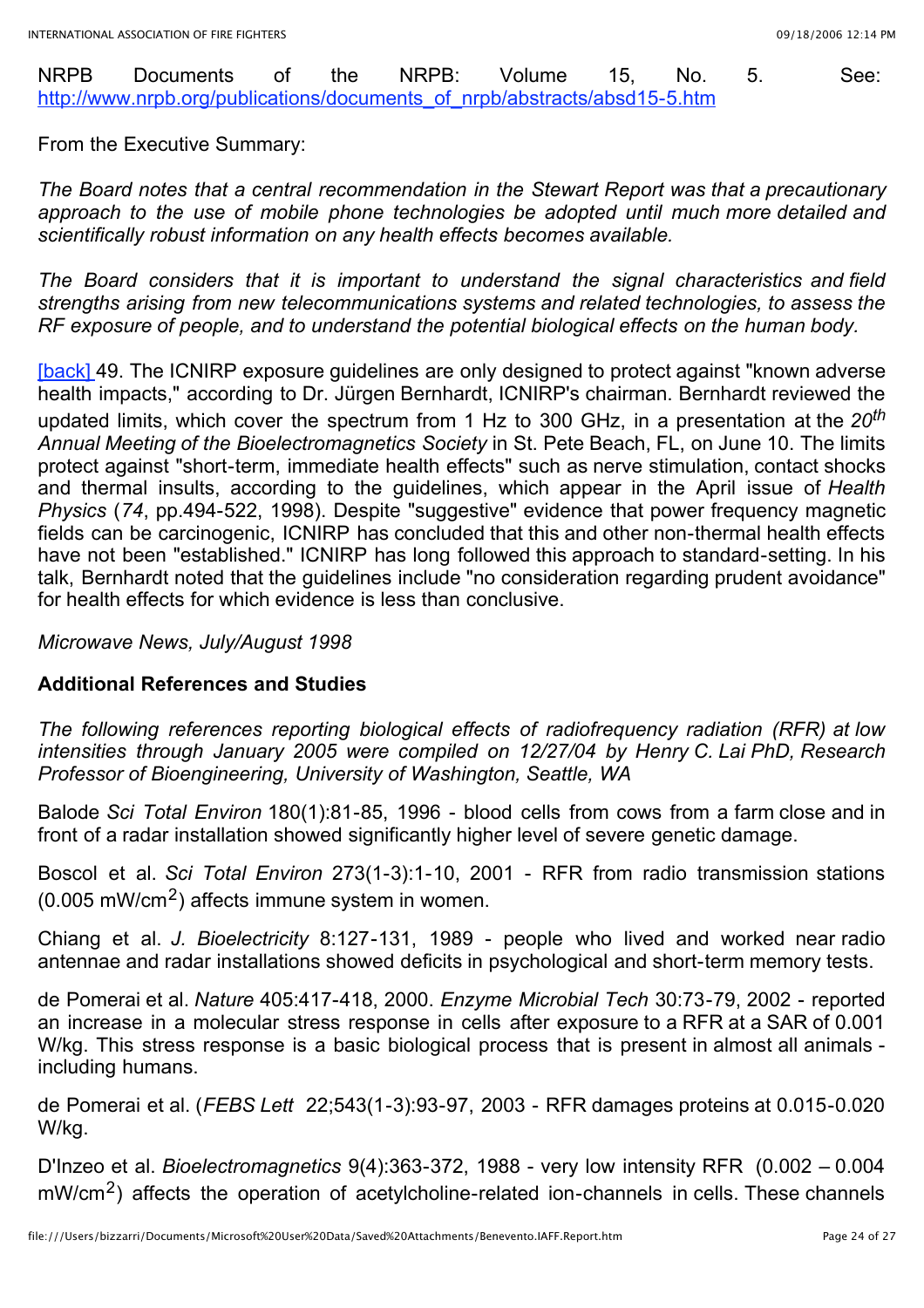NRPB Documents of the NRPB: Volume 15, No. 5. See: http://www.nrpb.org/publications/documents_of_nrpb/abstracts/absd15-5.htm

From the Executive Summary:

*The Board notes that a central recommendation in the Stewart Report was that a precautionary approach to the use of mobile phone technologies be adopted until much more detailed and scientifically robust information on any health effects becomes available.*

*The Board considers that it is important to understand the signal characteristics and field strengths arising from new telecommunications systems and related technologies, to assess the RF exposure of people, and to understand the potential biological effects on the human body.*

[back] 49. The ICNIRP exposure guidelines are only designed to protect against "known adverse health impacts," according to Dr. Jürgen Bernhardt, ICNIRP's chairman. Bernhardt reviewed the updated limits, which cover the spectrum from 1 Hz to 300 GHz, in a presentation at the *20th Annual Meeting of the Bioelectromagnetics Society* in St. Pete Beach, FL, on June 10. The limits protect against "short-term, immediate health effects" such as nerve stimulation, contact shocks and thermal insults, according to the guidelines, which appear in the April issue of *Health Physics* (*74*, pp.494-522, 1998). Despite "suggestive" evidence that power frequency magnetic fields can be carcinogenic, ICNIRP has concluded that this and other non-thermal health effects have not been "established." ICNIRP has long followed this approach to standard-setting. In his talk, Bernhardt noted that the guidelines include "no consideration regarding prudent avoidance" for health effects for which evidence is less than conclusive.

*Microwave News, July/August 1998*

**Additional References and Studies**

*The following references reporting biological effects of radiofrequency radiation (RFR) at low intensities through January 2005 were compiled on 12/27/04 by Henry C. Lai PhD, Research Professor of Bioengineering, University of Washington, Seattle, WA*

Balode *Sci Total Environ* 180(1):81-85, 1996 - blood cells from cows from a farm close and in front of a radar installation showed significantly higher level of severe genetic damage.

Boscol et al. *Sci Total Environ* 273(1-3):1-10, 2001 - RFR from radio transmission stations (0.005 mW/cm$^2$) affects immune system in women.

Chiang et al. *J. Bioelectricity* 8:127-131, 1989 - people who lived and worked near radio antennae and radar installations showed deficits in psychological and short-term memory tests.

de Pomerai et al. *Nature* 405:417-418, 2000. *Enzyme Microbial Tech* 30:73-79, 2002 - reported an increase in a molecular stress response in cells after exposure to a RFR at a SAR of 0.001 W/kg. This stress response is a basic biological process that is present in almost all animals - including humans.

de Pomerai et al. (*FEBS Lett* 22;543(1-3):93-97, 2003 - RFR damages proteins at 0.015-0.020 W/kg.

D'Inzeo et al. *Bioelectromagnetics* 9(4):363-372, 1988 - very low intensity RFR (0.002 – 0.004 mW/cm$^2$) affects the operation of acetylcholine-related ion-channels in cells. These channels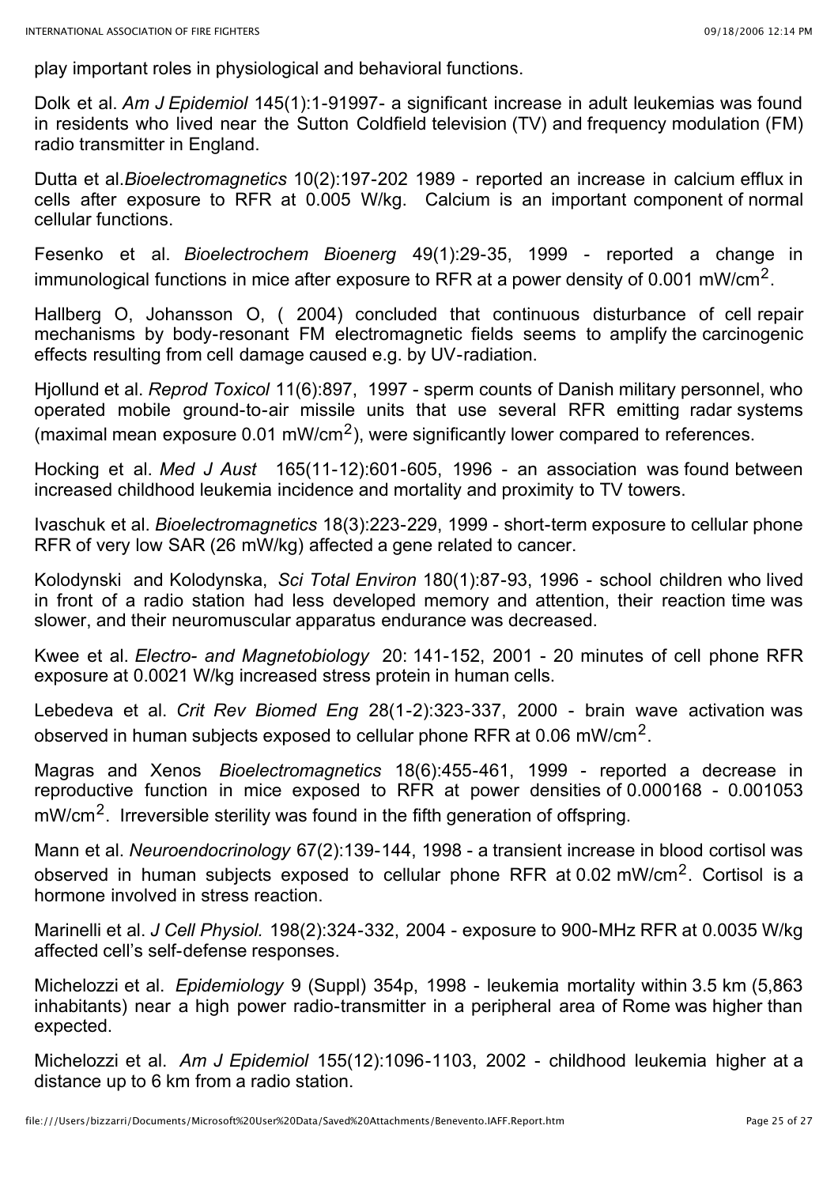play important roles in physiological and behavioral functions.

Dolk et al. *Am J Epidemiol* 145(1):1-91997- a significant increase in adult leukemias was found in residents who lived near the Sutton Coldfield television (TV) and frequency modulation (FM) radio transmitter in England.

Dutta et al.*Bioelectromagnetics* 10(2):197-202 1989 - reported an increase in calcium efflux in cells after exposure to RFR at 0.005 W/kg. Calcium is an important component of normal cellular functions.

Fesenko et al. *Bioelectrochem Bioenerg* 49(1):29-35, 1999 - reported a change in immunological functions in mice after exposure to RFR at a power density of 0.001 mW/cm$^2$.

Hallberg O, Johansson O, ( 2004) concluded that continuous disturbance of cell repair mechanisms by body-resonant FM electromagnetic fields seems to amplify the carcinogenic effects resulting from cell damage caused e.g. by UV-radiation.

Hjollund et al. *Reprod Toxicol* 11(6):897, 1997 - sperm counts of Danish military personnel, who operated mobile ground-to-air missile units that use several RFR emitting radar systems (maximal mean exposure 0.01 mW/cm$^2$), were significantly lower compared to references.

Hocking et al. *Med J Aust* 165(11-12):601-605, 1996 - an association was found between increased childhood leukemia incidence and mortality and proximity to TV towers.

Ivaschuk et al. *Bioelectromagnetics* 18(3):223-229, 1999 - short-term exposure to cellular phone RFR of very low SAR (26 mW/kg) affected a gene related to cancer.

Kolodynski and Kolodynska, *Sci Total Environ* 180(1):87-93, 1996 - school children who lived in front of a radio station had less developed memory and attention, their reaction time was slower, and their neuromuscular apparatus endurance was decreased.

Kwee et al. *Electro- and Magnetobiology* 20: 141-152, 2001 - 20 minutes of cell phone RFR exposure at 0.0021 W/kg increased stress protein in human cells.

Lebedeva et al. *Crit Rev Biomed Eng* 28(1-2):323-337, 2000 - brain wave activation was observed in human subjects exposed to cellular phone RFR at 0.06 mW/cm$^2$.

Magras and Xenos *Bioelectromagnetics* 18(6):455-461, 1999 - reported a decrease in reproductive function in mice exposed to RFR at power densities of 0.000168 - 0.001053 mW/cm$^2$. Irreversible sterility was found in the fifth generation of offspring.

Mann et al. *Neuroendocrinology* 67(2):139-144, 1998 - a transient increase in blood cortisol was observed in human subjects exposed to cellular phone RFR at 0.02 mW/cm$^2$. Cortisol is a hormone involved in stress reaction.

Marinelli et al. *J Cell Physiol.* 198(2):324-332, 2004 - exposure to 900-MHz RFR at 0.0035 W/kg affected cell's self-defense responses.

Michelozzi et al. *Epidemiology* 9 (Suppl) 354p, 1998 - leukemia mortality within 3.5 km (5,863 inhabitants) near a high power radio-transmitter in a peripheral area of Rome was higher than expected.

Michelozzi et al. *Am J Epidemiol* 155(12):1096-1103, 2002 - childhood leukemia higher at a distance up to 6 km from a radio station.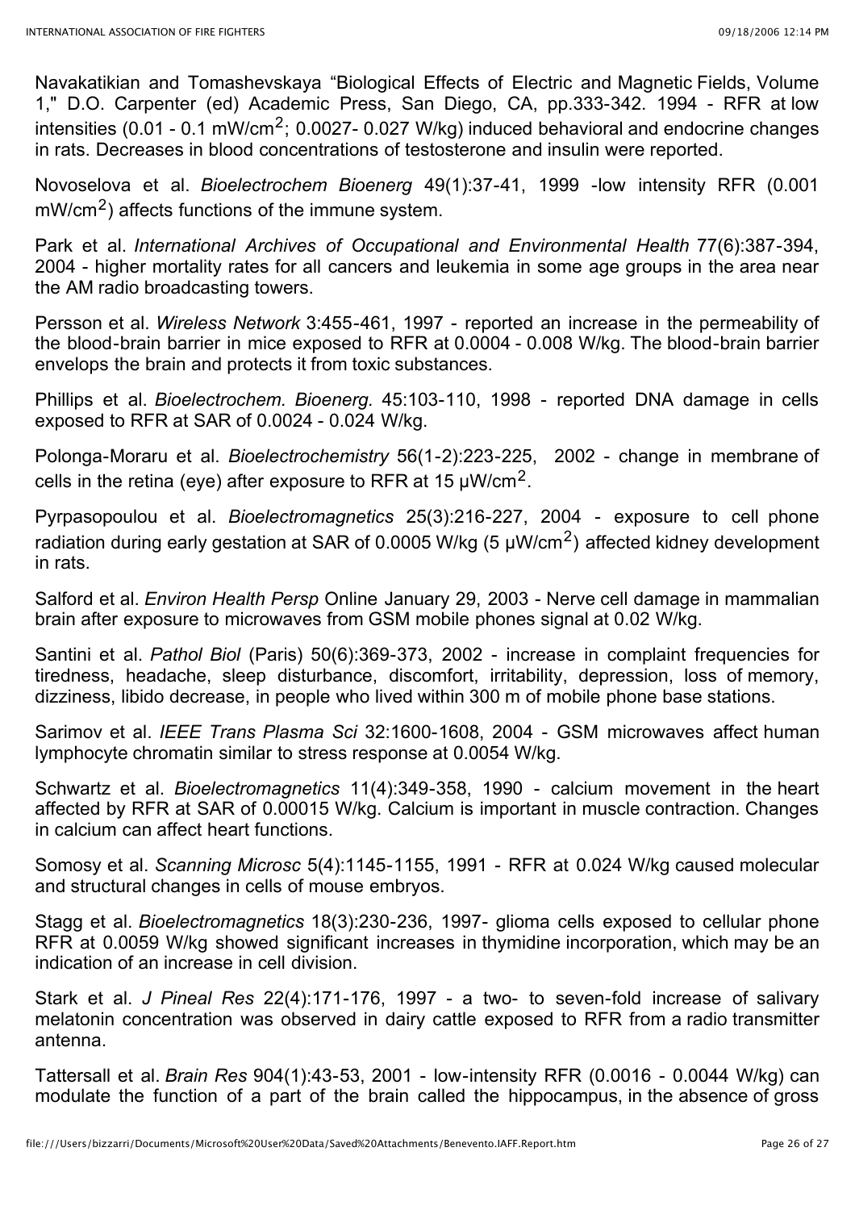Navakatikian and Tomashevskaya "Biological Effects of Electric and Magnetic Fields, Volume 1," D.O. Carpenter (ed) Academic Press, San Diego, CA, pp.333-342. 1994 - RFR at low intensities (0.01 - 0.1 mW/cm$^2$; 0.0027- 0.027 W/kg) induced behavioral and endocrine changes in rats. Decreases in blood concentrations of testosterone and insulin were reported.

Novoselova et al. *Bioelectrochem Bioenerg* 49(1):37-41, 1999 -low intensity RFR (0.001 mW/cm$^2$) affects functions of the immune system.

Park et al. *International Archives of Occupational and Environmental Health* 77(6):387-394, 2004 - higher mortality rates for all cancers and leukemia in some age groups in the area near the AM radio broadcasting towers.

Persson et al. *Wireless Network* 3:455-461, 1997 - reported an increase in the permeability of the blood-brain barrier in mice exposed to RFR at 0.0004 - 0.008 W/kg. The blood-brain barrier envelops the brain and protects it from toxic substances.

Phillips et al. *Bioelectrochem. Bioenerg.* 45:103-110, 1998 - reported DNA damage in cells exposed to RFR at SAR of 0.0024 - 0.024 W/kg.

Polonga-Moraru et al. *Bioelectrochemistry* 56(1-2):223-225, 2002 - change in membrane of cells in the retina (eye) after exposure to RFR at 15 μW/cm$^2$.

Pyrpasopoulou et al. *Bioelectromagnetics* 25(3):216-227, 2004 - exposure to cell phone radiation during early gestation at SAR of 0.0005 W/kg (5 μW/cm$^2$) affected kidney development in rats.

Salford et al. *Environ Health Persp* Online January 29, 2003 - Nerve cell damage in mammalian brain after exposure to microwaves from GSM mobile phones signal at 0.02 W/kg.

Santini et al. *Pathol Biol* (Paris) 50(6):369-373, 2002 - increase in complaint frequencies for tiredness, headache, sleep disturbance, discomfort, irritability, depression, loss of memory, dizziness, libido decrease, in people who lived within 300 m of mobile phone base stations.

Sarimov et al. *IEEE Trans Plasma Sci* 32:1600-1608, 2004 - GSM microwaves affect human lymphocyte chromatin similar to stress response at 0.0054 W/kg.

Schwartz et al. *Bioelectromagnetics* 11(4):349-358, 1990 - calcium movement in the heart affected by RFR at SAR of 0.00015 W/kg. Calcium is important in muscle contraction. Changes in calcium can affect heart functions.

Somosy et al. *Scanning Microsc* 5(4):1145-1155, 1991 - RFR at 0.024 W/kg caused molecular and structural changes in cells of mouse embryos.

Stagg et al. *Bioelectromagnetics* 18(3):230-236, 1997- glioma cells exposed to cellular phone RFR at 0.0059 W/kg showed significant increases in thymidine incorporation, which may be an indication of an increase in cell division.

Stark et al. *J Pineal Res* 22(4):171-176, 1997 - a two- to seven-fold increase of salivary melatonin concentration was observed in dairy cattle exposed to RFR from a radio transmitter antenna.

Tattersall et al. *Brain Res* 904(1):43-53, 2001 - low-intensity RFR (0.0016 - 0.0044 W/kg) can modulate the function of a part of the brain called the hippocampus, in the absence of gross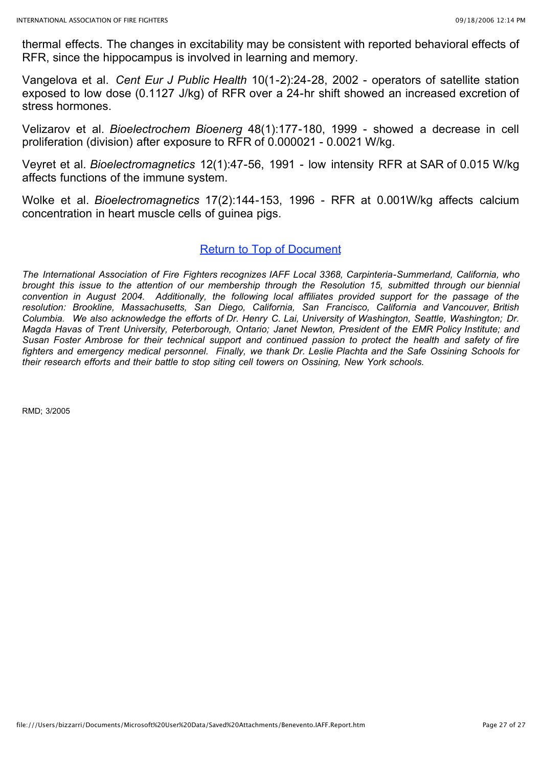thermal effects. The changes in excitability may be consistent with reported behavioral effects of RFR, since the hippocampus is involved in learning and memory.

Vangelova et al. *Cent Eur J Public Health* 10(1-2):24-28, 2002 - operators of satellite station exposed to low dose (0.1127 J/kg) of RFR over a 24-hr shift showed an increased excretion of stress hormones.

Velizarov et al. *Bioelectrochem Bioenerg* 48(1):177-180, 1999 - showed a decrease in cell proliferation (division) after exposure to RFR of 0.000021 - 0.0021 W/kg.

Veyret et al. *Bioelectromagnetics* 12(1):47-56, 1991 - low intensity RFR at SAR of 0.015 W/kg affects functions of the immune system.

Wolke et al. *Bioelectromagnetics* 17(2):144-153, 1996 - RFR at 0.001W/kg affects calcium concentration in heart muscle cells of guinea pigs.

Return to Top of Document

*The International Association of Fire Fighters recognizes IAFF Local 3368, Carpinteria-Summerland, California, who brought this issue to the attention of our membership through the Resolution 15, submitted through our biennial convention in August 2004. Additionally, the following local affiliates provided support for the passage of the resolution: Brookline, Massachusetts, San Diego, California, San Francisco, California and Vancouver, British Columbia. We also acknowledge the efforts of Dr. Henry C. Lai, University of Washington, Seattle, Washington; Dr. Magda Havas of Trent University, Peterborough, Ontario; Janet Newton, President of the EMR Policy Institute; and Susan Foster Ambrose for their technical support and continued passion to protect the health and safety of fire fighters and emergency medical personnel. Finally, we thank Dr. Leslie Plachta and the Safe Ossining Schools for their research efforts and their battle to stop siting cell towers on Ossining, New York schools.*

RMD; 3/2005